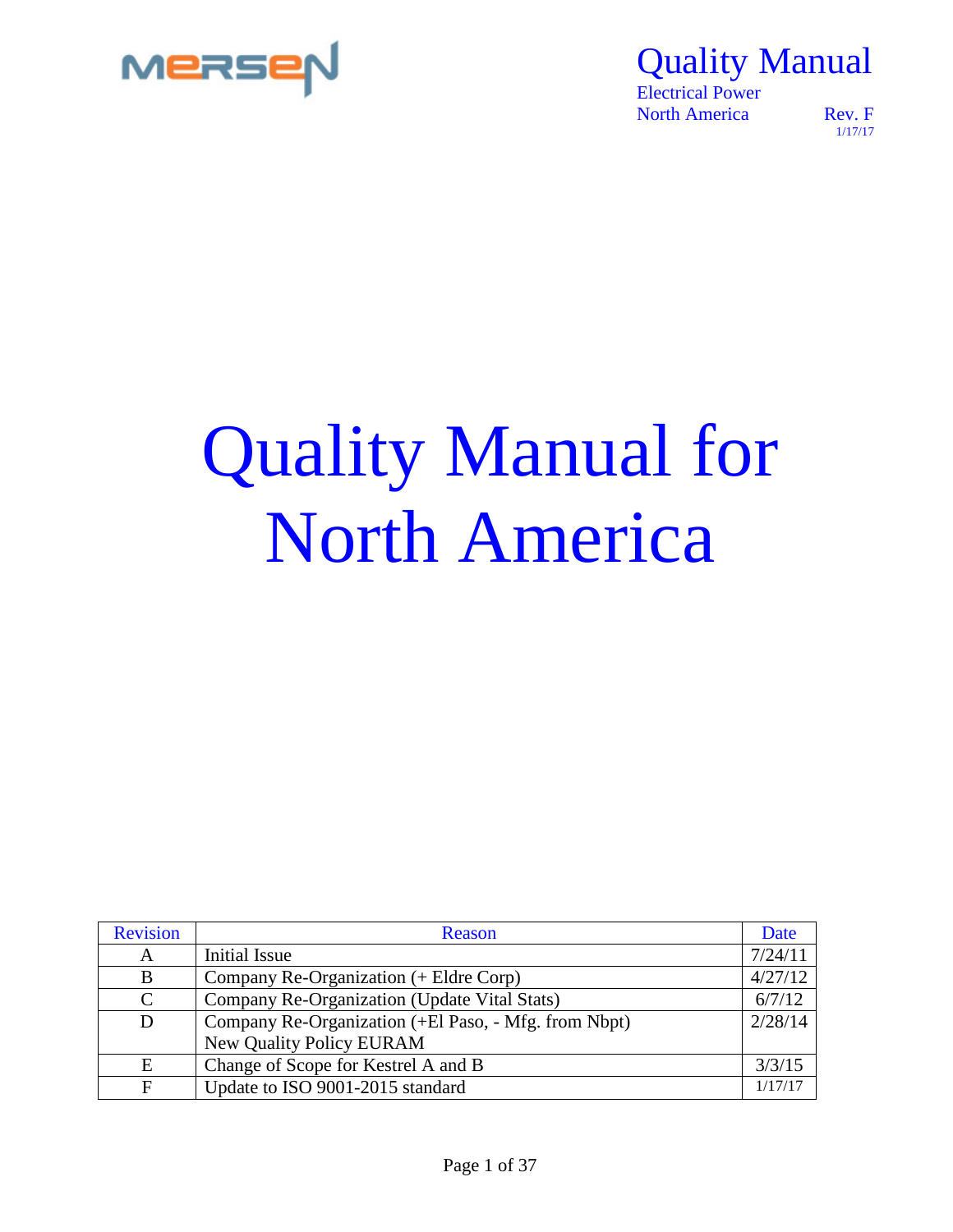# Quality Manual for North America

| Revision | Reason | Date |
|---|---|---|
| A | Initial Issue | 7/24/11 |
| B | Company Re-Organization (+ Eldre Corp) | 4/27/12 |
| C | Company Re-Organization (Update Vital Stats) | 6/7/12 |
| D | Company Re-Organization (+El Paso, - Mfg. from Nbpt) New Quality Policy EURAM | 2/28/14 |
| E | Change of Scope for Kestrel A and B | 3/3/15 |
| F | Update to ISO 9001-2015 standard | 1/17/17 |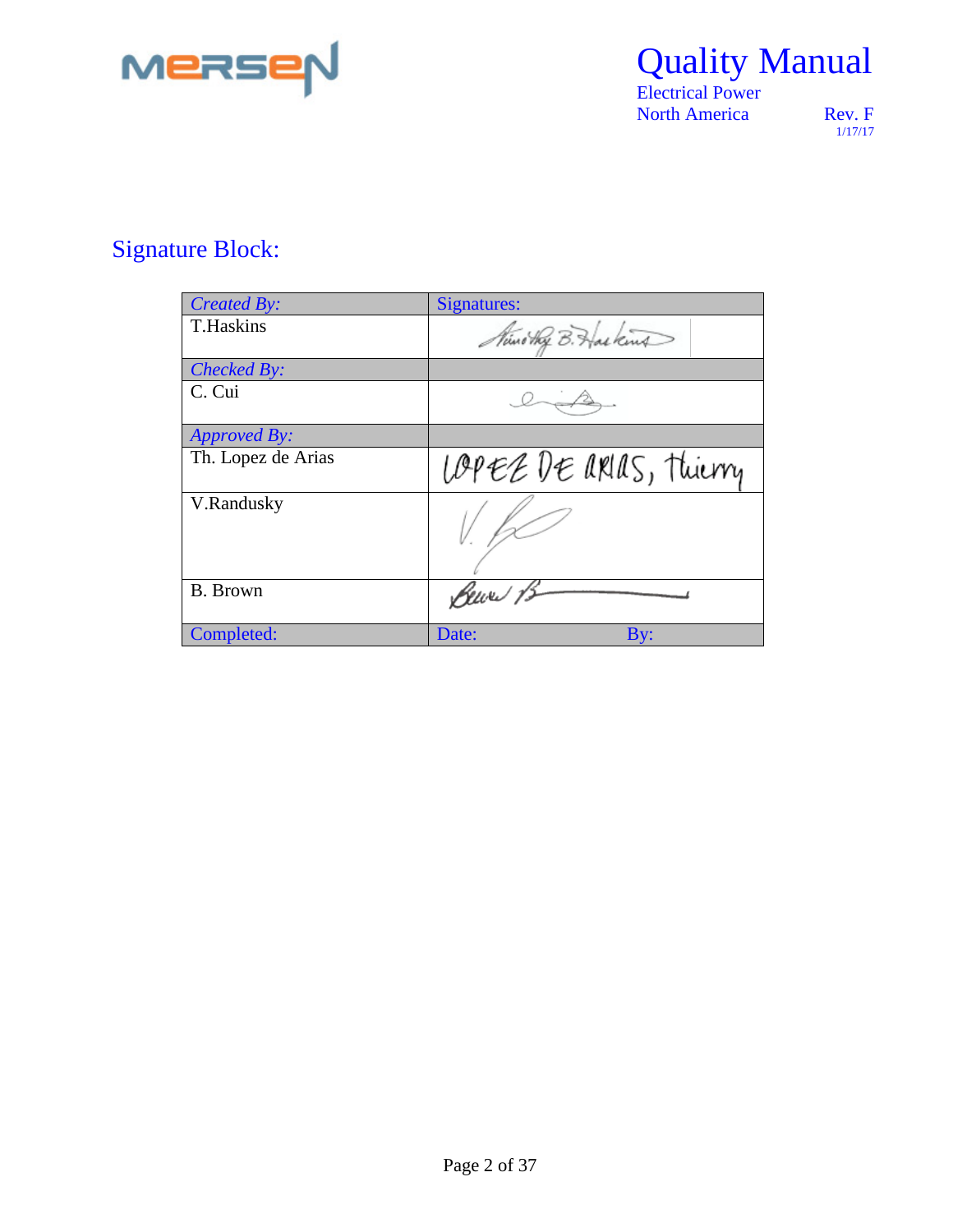## Signature Block:

| *Created By:* | Signatures: | |
|---|---|---|
| T.Haskins | Timothy B. Haskins | |
| *Checked By:* | | |
| C. Cui | | |
| *Approved By:* | | |
| Th. Lopez de Arias | LOPEZ DE ARIAS, Thierry | |
| V.Randusky | | |
| B. Brown | | |
| Completed: | Date: | By: |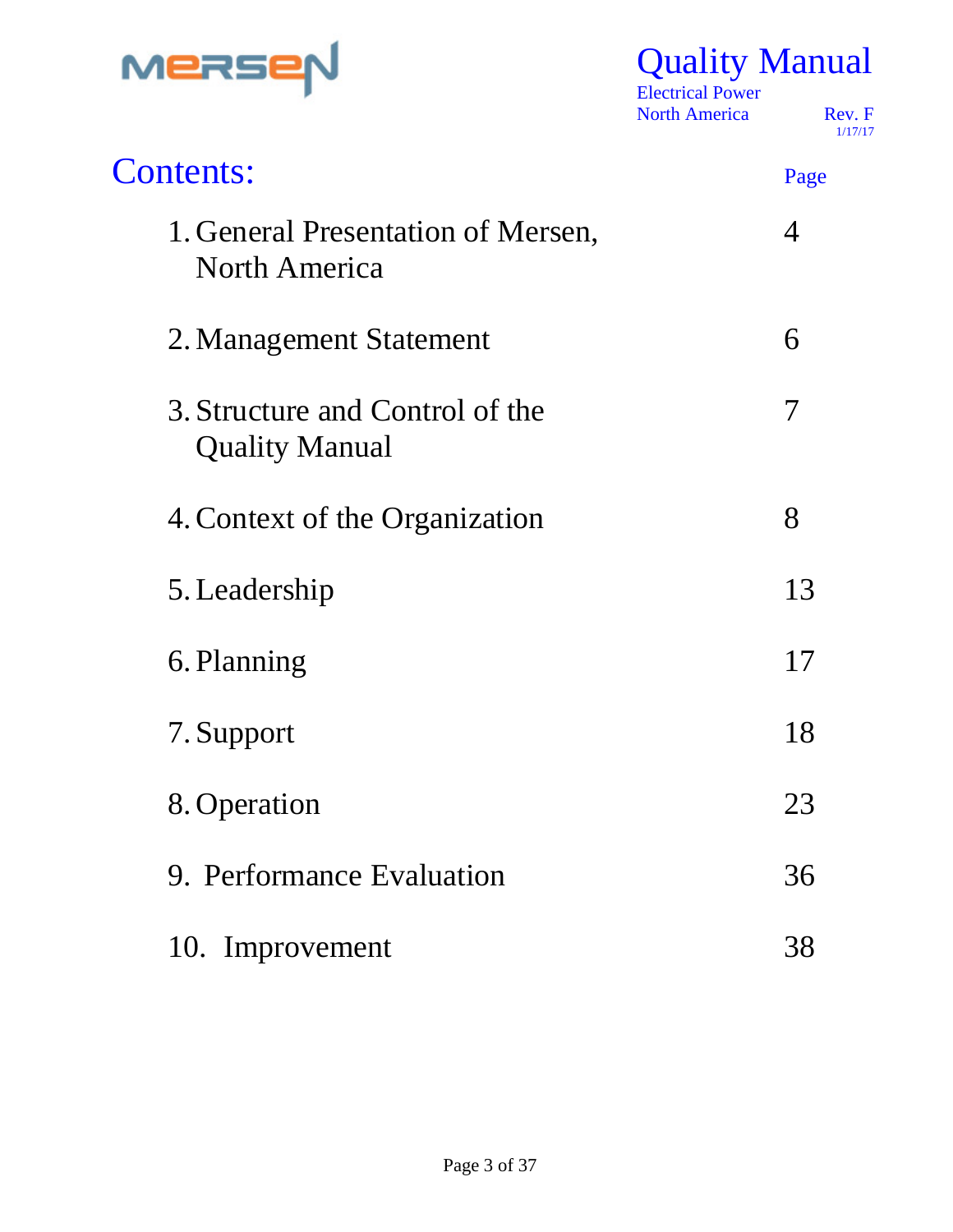# Contents:

| | Page |
|---|---|
| 1. General Presentation of Mersen, North America | 4 |
| 2. Management Statement | 6 |
| 3. Structure and Control of the Quality Manual | 7 |
| 4. Context of the Organization | 8 |
| 5. Leadership | 13 |
| 6. Planning | 17 |
| 7. Support | 18 |
| 8. Operation | 23 |
| 9. Performance Evaluation | 36 |
| 10. Improvement | 38 |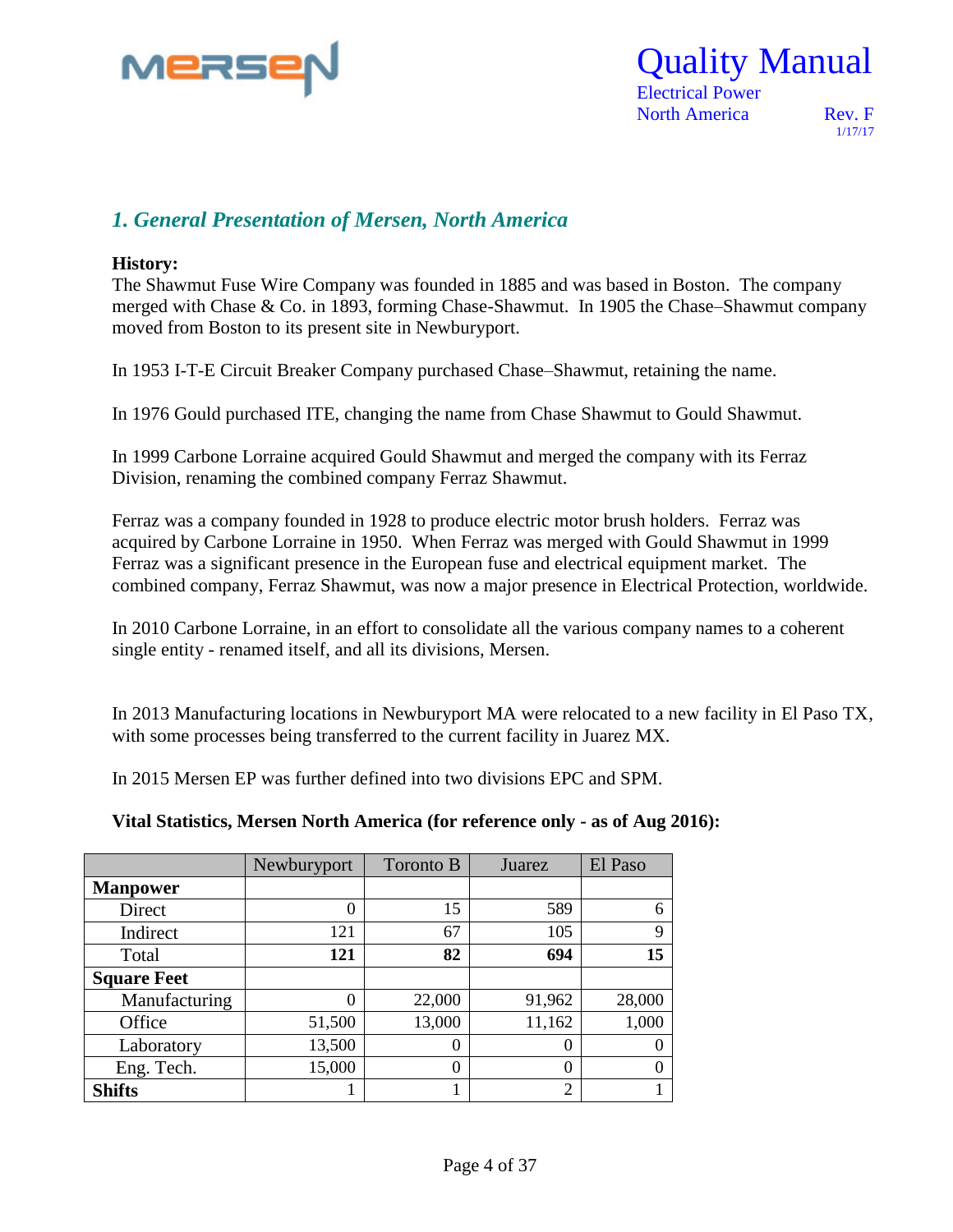## *1. General Presentation of Mersen, North America*

**History:**
The Shawmut Fuse Wire Company was founded in 1885 and was based in Boston. The company merged with Chase & Co. in 1893, forming Chase-Shawmut. In 1905 the Chase–Shawmut company moved from Boston to its present site in Newburyport.

In 1953 I-T-E Circuit Breaker Company purchased Chase–Shawmut, retaining the name.

In 1976 Gould purchased ITE, changing the name from Chase Shawmut to Gould Shawmut.

In 1999 Carbone Lorraine acquired Gould Shawmut and merged the company with its Ferraz Division, renaming the combined company Ferraz Shawmut.

Ferraz was a company founded in 1928 to produce electric motor brush holders. Ferraz was acquired by Carbone Lorraine in 1950. When Ferraz was merged with Gould Shawmut in 1999 Ferraz was a significant presence in the European fuse and electrical equipment market. The combined company, Ferraz Shawmut, was now a major presence in Electrical Protection, worldwide.

In 2010 Carbone Lorraine, in an effort to consolidate all the various company names to a coherent single entity - renamed itself, and all its divisions, Mersen.

In 2013 Manufacturing locations in Newburyport MA were relocated to a new facility in El Paso TX, with some processes being transferred to the current facility in Juarez MX.

In 2015 Mersen EP was further defined into two divisions EPC and SPM.

**Vital Statistics, Mersen North America (for reference only - as of Aug 2016):**

| | Newburyport | Toronto B | Juarez | El Paso |
|---|---|---|---|---|
| **Manpower** | | | | |
| Direct | 0 | 15 | 589 | 6 |
| Indirect | 121 | 67 | 105 | 9 |
| Total | **121** | **82** | **694** | **15** |
| **Square Feet** | | | | |
| Manufacturing | 0 | 22,000 | 91,962 | 28,000 |
| Office | 51,500 | 13,000 | 11,162 | 1,000 |
| Laboratory | 13,500 | 0 | 0 | 0 |
| Eng. Tech. | 15,000 | 0 | 0 | 0 |
| **Shifts** | 1 | 1 | 2 | 1 |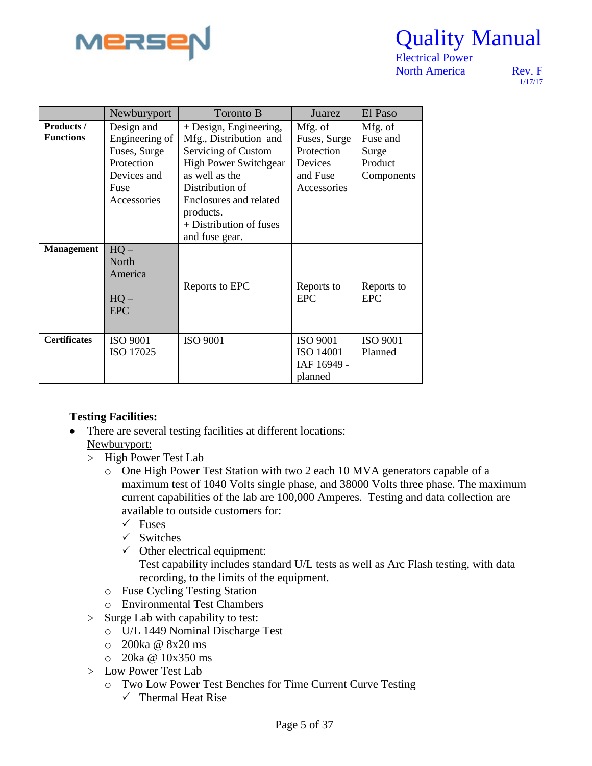| | Newburyport | Toronto B | Juarez | El Paso |
|---|---|---|---|---|
| **Products / Functions** | Design and Engineering of Fuses, Surge Protection Devices and Fuse Accessories | + Design, Engineering, Mfg., Distribution and Servicing of Custom High Power Switchgear as well as the Distribution of Enclosures and related products.<br>+ Distribution of fuses and fuse gear. | Mfg. of Fuses, Surge Protection Devices and Fuse Accessories | Mfg. of Fuse and Surge Product Components |
| **Management** | HQ – North America<br><br>HQ – EPC | Reports to EPC | Reports to EPC | Reports to EPC |
| **Certificates** | ISO 9001<br>ISO 17025 | ISO 9001 | ISO 9001<br>ISO 14001<br>IAF 16949 - planned | ISO 9001 Planned |

**Testing Facilities:**

- There are several testing facilities at different locations:
  <u>Newburyport:</u>
  - > High Power Test Lab
    - One High Power Test Station with two 2 each 10 MVA generators capable of a maximum test of 1040 Volts single phase, and 38000 Volts three phase. The maximum current capabilities of the lab are 100,000 Amperes. Testing and data collection are available to outside customers for:
      - ✓ Fuses
      - ✓ Switches
      - ✓ Other electrical equipment:
        Test capability includes standard U/L tests as well as Arc Flash testing, with data recording, to the limits of the equipment.
    - Fuse Cycling Testing Station
    - Environmental Test Chambers
  - > Surge Lab with capability to test:
    - U/L 1449 Nominal Discharge Test
    - 200ka @ 8x20 ms
    - 20ka @ 10x350 ms
  - > Low Power Test Lab
    - Two Low Power Test Benches for Time Current Curve Testing
      - ✓ Thermal Heat Rise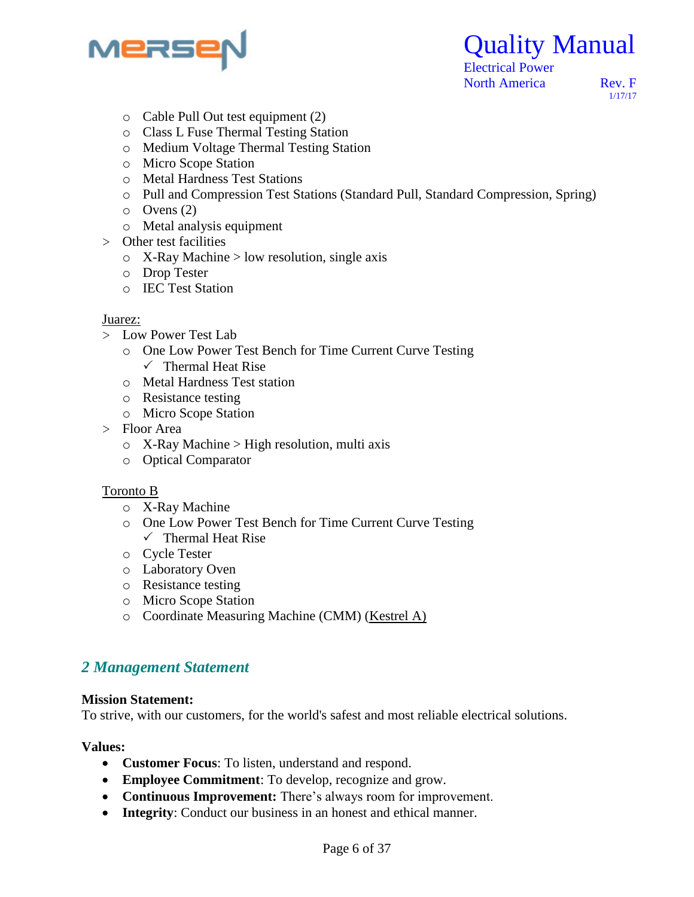- Cable Pull Out test equipment (2)
- Class L Fuse Thermal Testing Station
- Medium Voltage Thermal Testing Station
- Micro Scope Station
- Metal Hardness Test Stations
- Pull and Compression Test Stations (Standard Pull, Standard Compression, Spring)
- Ovens (2)
- Metal analysis equipment

> Other test facilities
- X-Ray Machine > low resolution, single axis
- Drop Tester
- IEC Test Station

<u>Juarez:</u>

> Low Power Test Lab
- One Low Power Test Bench for Time Current Curve Testing
  - ✓ Thermal Heat Rise
- Metal Hardness Test station
- Resistance testing
- Micro Scope Station

> Floor Area
- X-Ray Machine > High resolution, multi axis
- Optical Comparator

<u>Toronto B</u>

- X-Ray Machine
- One Low Power Test Bench for Time Current Curve Testing
  - ✓ Thermal Heat Rise
- Cycle Tester
- Laboratory Oven
- Resistance testing
- Micro Scope Station
- Coordinate Measuring Machine (CMM) (<u>Kestrel A)</u>

## *2 Management Statement*

**Mission Statement:**
To strive, with our customers, for the world's safest and most reliable electrical solutions.

**Values:**

- **Customer Focus**: To listen, understand and respond.
- **Employee Commitment**: To develop, recognize and grow.
- **Continuous Improvement:** There's always room for improvement.
- **Integrity**: Conduct our business in an honest and ethical manner.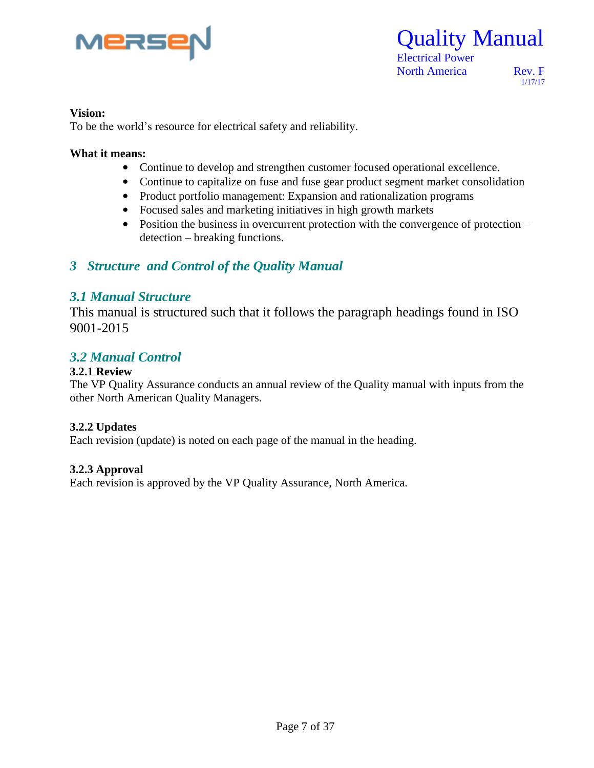**Vision:**
To be the world's resource for electrical safety and reliability.

**What it means:**

- Continue to develop and strengthen customer focused operational excellence.
- Continue to capitalize on fuse and fuse gear product segment market consolidation
- Product portfolio management: Expansion and rationalization programs
- Focused sales and marketing initiatives in high growth markets
- Position the business in overcurrent protection with the convergence of protection – detection – breaking functions.

# *3 Structure and Control of the Quality Manual*

## *3.1 Manual Structure*

This manual is structured such that it follows the paragraph headings found in ISO 9001-2015

## *3.2 Manual Control*

### 3.2.1 Review

The VP Quality Assurance conducts an annual review of the Quality manual with inputs from the other North American Quality Managers.

### 3.2.2 Updates

Each revision (update) is noted on each page of the manual in the heading.

### 3.2.3 Approval

Each revision is approved by the VP Quality Assurance, North America.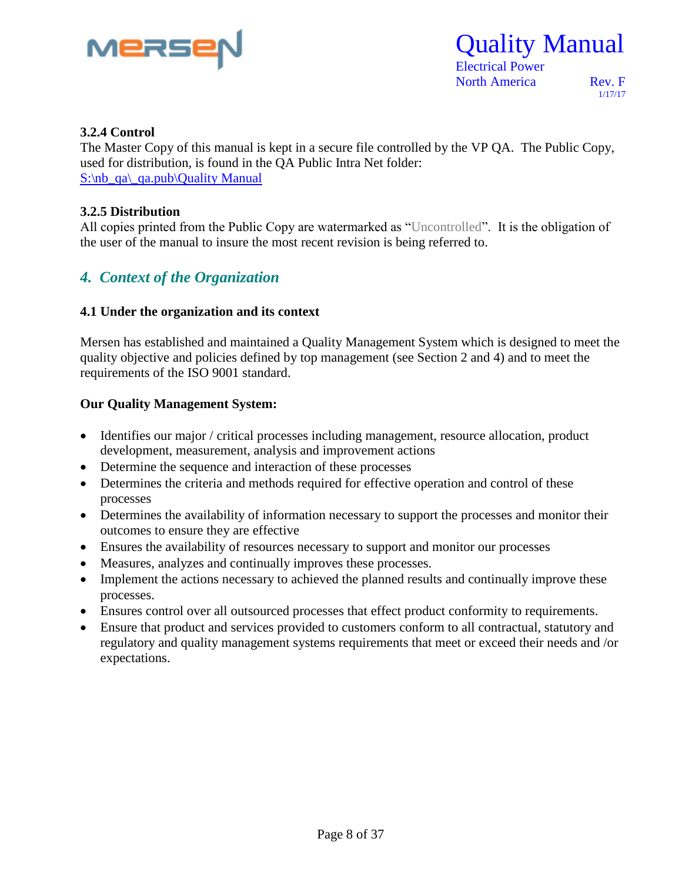### 3.2.4 Control

The Master Copy of this manual is kept in a secure file controlled by the VP QA. The Public Copy, used for distribution, is found in the QA Public Intra Net folder:
S:\nb_qa\_qa.pub\Quality Manual

### 3.2.5 Distribution

All copies printed from the Public Copy are watermarked as "Uncontrolled". It is the obligation of the user of the manual to insure the most recent revision is being referred to.

## *4. Context of the Organization*

### 4.1 Under the organization and its context

Mersen has established and maintained a Quality Management System which is designed to meet the quality objective and policies defined by top management (see Section 2 and 4) and to meet the requirements of the ISO 9001 standard.

**Our Quality Management System:**

- Identifies our major / critical processes including management, resource allocation, product development, measurement, analysis and improvement actions
- Determine the sequence and interaction of these processes
- Determines the criteria and methods required for effective operation and control of these processes
- Determines the availability of information necessary to support the processes and monitor their outcomes to ensure they are effective
- Ensures the availability of resources necessary to support and monitor our processes
- Measures, analyzes and continually improves these processes.
- Implement the actions necessary to achieved the planned results and continually improve these processes.
- Ensures control over all outsourced processes that effect product conformity to requirements.
- Ensure that product and services provided to customers conform to all contractual, statutory and regulatory and quality management systems requirements that meet or exceed their needs and /or expectations.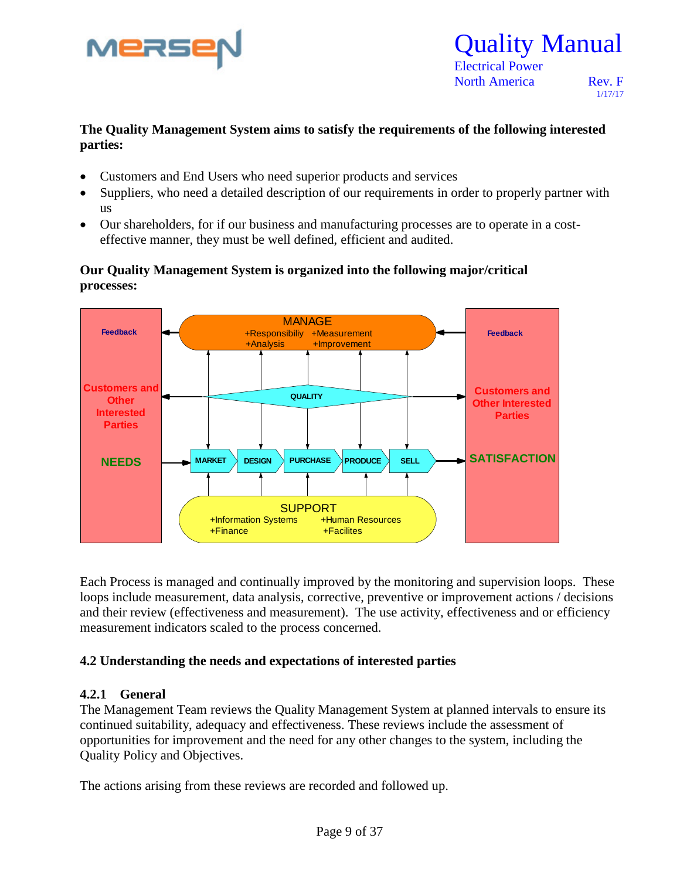**The Quality Management System aims to satisfy the requirements of the following interested parties:**

- Customers and End Users who need superior products and services
- Suppliers, who need a detailed description of our requirements in order to properly partner with us
- Our shareholders, for if our business and manufacturing processes are to operate in a cost-effective manner, they must be well defined, efficient and audited.

**Our Quality Management System is organized into the following major/critical processes:**

Each Process is managed and continually improved by the monitoring and supervision loops. These loops include measurement, data analysis, corrective, preventive or improvement actions / decisions and their review (effectiveness and measurement). The use activity, effectiveness and or efficiency measurement indicators scaled to the process concerned.

## 4.2 Understanding the needs and expectations of interested parties

### 4.2.1 General

The Management Team reviews the Quality Management System at planned intervals to ensure its continued suitability, adequacy and effectiveness. These reviews include the assessment of opportunities for improvement and the need for any other changes to the system, including the Quality Policy and Objectives.

The actions arising from these reviews are recorded and followed up.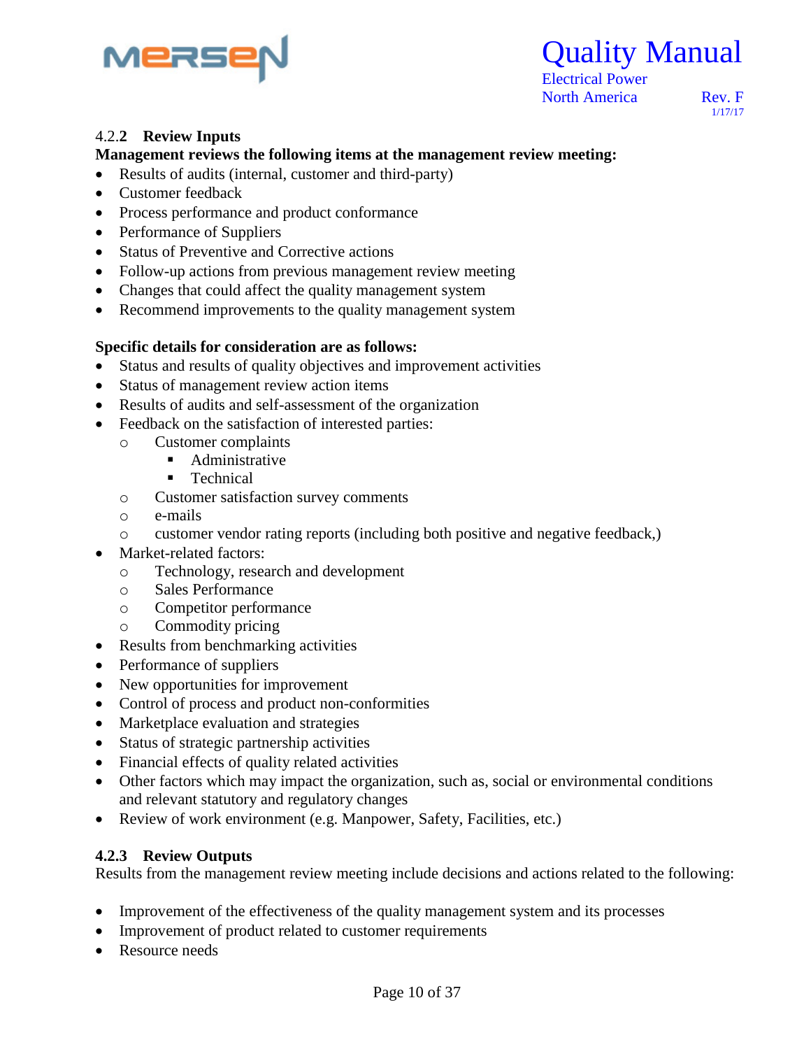### 4.2.2 Review Inputs

**Management reviews the following items at the management review meeting:**

- Results of audits (internal, customer and third-party)
- Customer feedback
- Process performance and product conformance
- Performance of Suppliers
- Status of Preventive and Corrective actions
- Follow-up actions from previous management review meeting
- Changes that could affect the quality management system
- Recommend improvements to the quality management system

**Specific details for consideration are as follows:**

- Status and results of quality objectives and improvement activities
- Status of management review action items
- Results of audits and self-assessment of the organization
- Feedback on the satisfaction of interested parties:
  - Customer complaints
    - Administrative
    - Technical
  - Customer satisfaction survey comments
  - e-mails
  - customer vendor rating reports (including both positive and negative feedback,)
- Market-related factors:
  - Technology, research and development
  - Sales Performance
  - Competitor performance
  - Commodity pricing
- Results from benchmarking activities
- Performance of suppliers
- New opportunities for improvement
- Control of process and product non-conformities
- Marketplace evaluation and strategies
- Status of strategic partnership activities
- Financial effects of quality related activities
- Other factors which may impact the organization, such as, social or environmental conditions and relevant statutory and regulatory changes
- Review of work environment (e.g. Manpower, Safety, Facilities, etc.)

### 4.2.3 Review Outputs

Results from the management review meeting include decisions and actions related to the following:

- Improvement of the effectiveness of the quality management system and its processes
- Improvement of product related to customer requirements
- Resource needs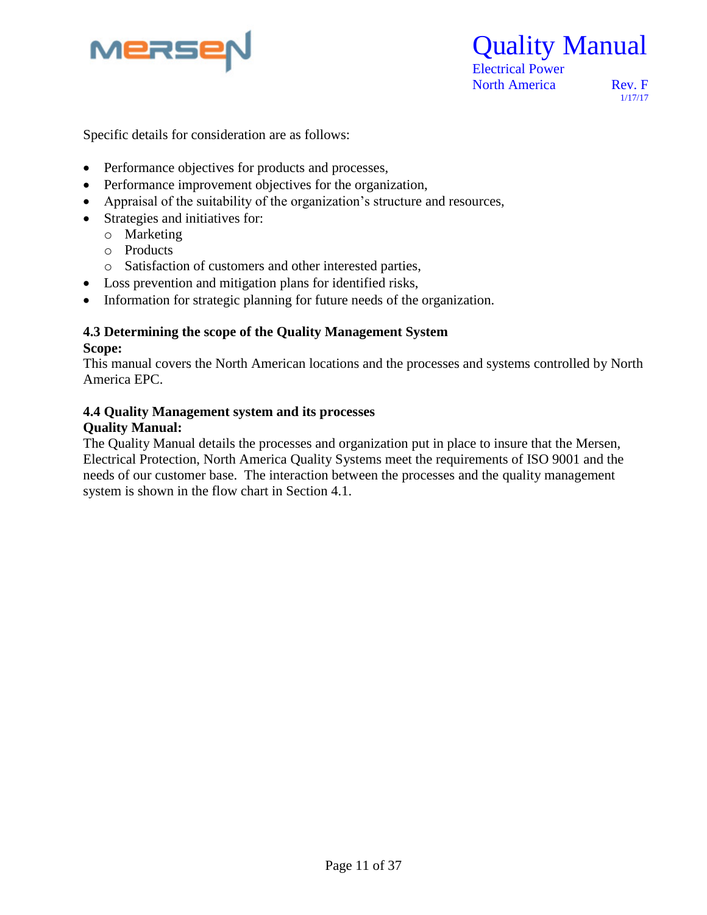Specific details for consideration are as follows:

- Performance objectives for products and processes,
- Performance improvement objectives for the organization,
- Appraisal of the suitability of the organization's structure and resources,
- Strategies and initiatives for:
  - Marketing
  - Products
  - Satisfaction of customers and other interested parties,
- Loss prevention and mitigation plans for identified risks,
- Information for strategic planning for future needs of the organization.

## 4.3 Determining the scope of the Quality Management System

**Scope:**

This manual covers the North American locations and the processes and systems controlled by North America EPC.

## 4.4 Quality Management system and its processes

**Quality Manual:**

The Quality Manual details the processes and organization put in place to insure that the Mersen, Electrical Protection, North America Quality Systems meet the requirements of ISO 9001 and the needs of our customer base. The interaction between the processes and the quality management system is shown in the flow chart in Section 4.1.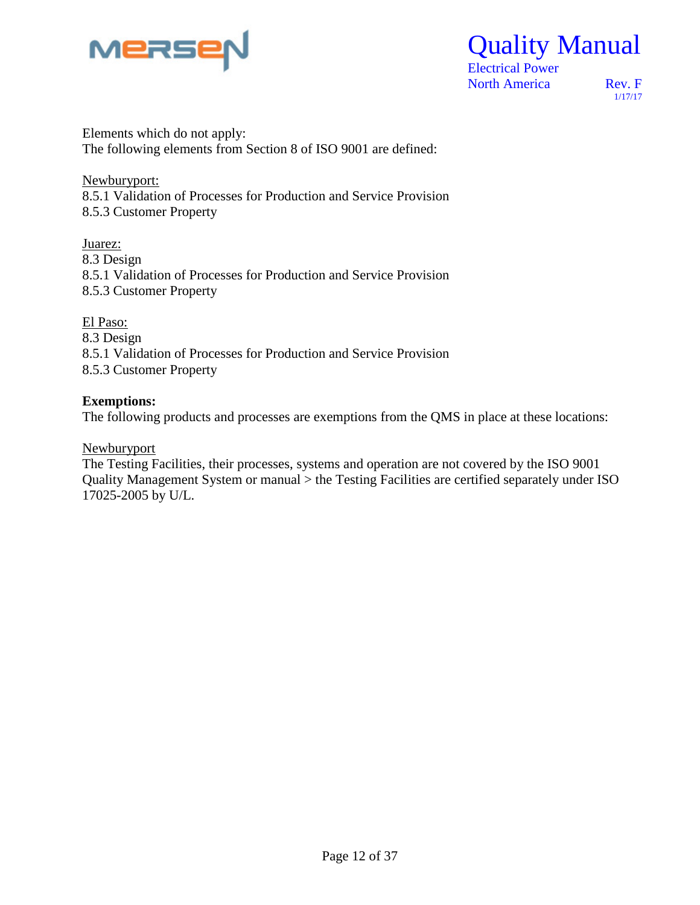Elements which do not apply:
The following elements from Section 8 of ISO 9001 are defined:

<u>Newburyport:</u>
8.5.1 Validation of Processes for Production and Service Provision
8.5.3 Customer Property

<u>Juarez:</u>
8.3 Design
8.5.1 Validation of Processes for Production and Service Provision
8.5.3 Customer Property

<u>El Paso:</u>
8.3 Design
8.5.1 Validation of Processes for Production and Service Provision
8.5.3 Customer Property

**Exemptions:**
The following products and processes are exemptions from the QMS in place at these locations:

<u>Newburyport</u>
The Testing Facilities, their processes, systems and operation are not covered by the ISO 9001 Quality Management System or manual > the Testing Facilities are certified separately under ISO 17025-2005 by U/L.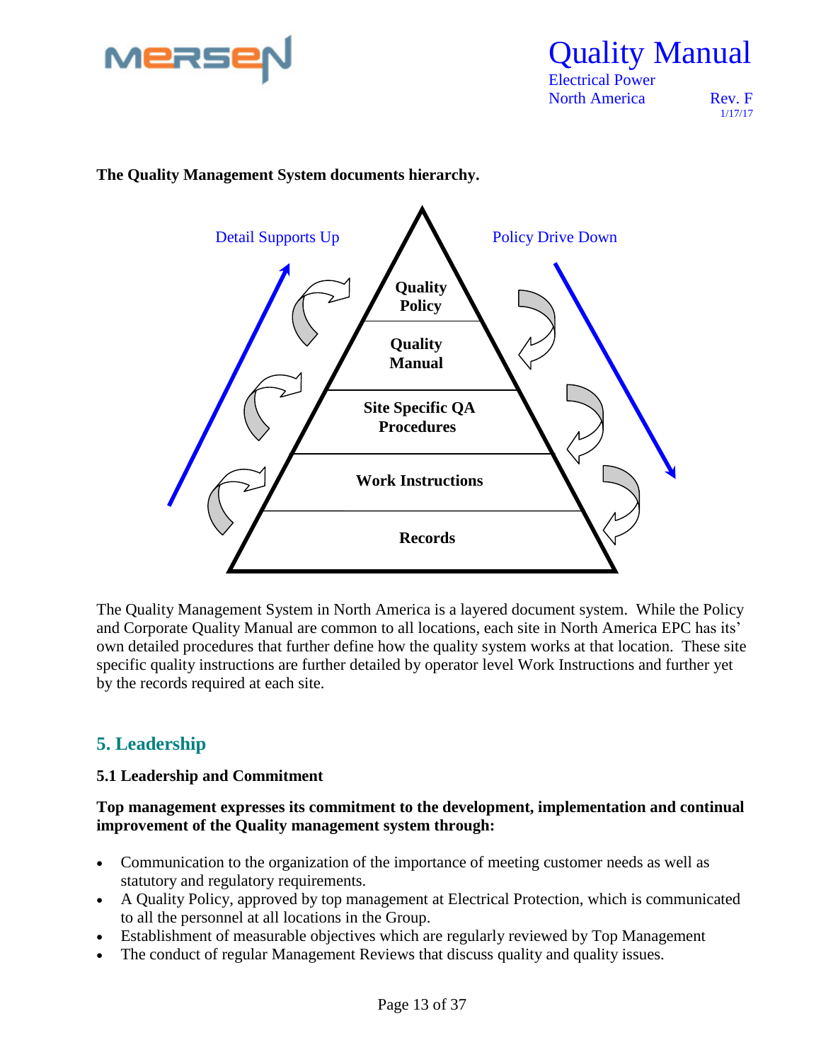**The Quality Management System documents hierarchy.**

Detail Supports Up

Policy Drive Down

Quality Policy

Quality Manual

Site Specific QA Procedures

Work Instructions

Records

The Quality Management System in North America is a layered document system. While the Policy and Corporate Quality Manual are common to all locations, each site in North America EPC has its' own detailed procedures that further define how the quality system works at that location. These site specific quality instructions are further detailed by operator level Work Instructions and further yet by the records required at each site.

## 5. Leadership

### 5.1 Leadership and Commitment

**Top management expresses its commitment to the development, implementation and continual improvement of the Quality management system through:**

- Communication to the organization of the importance of meeting customer needs as well as statutory and regulatory requirements.
- A Quality Policy, approved by top management at Electrical Protection, which is communicated to all the personnel at all locations in the Group.
- Establishment of measurable objectives which are regularly reviewed by Top Management
- The conduct of regular Management Reviews that discuss quality and quality issues.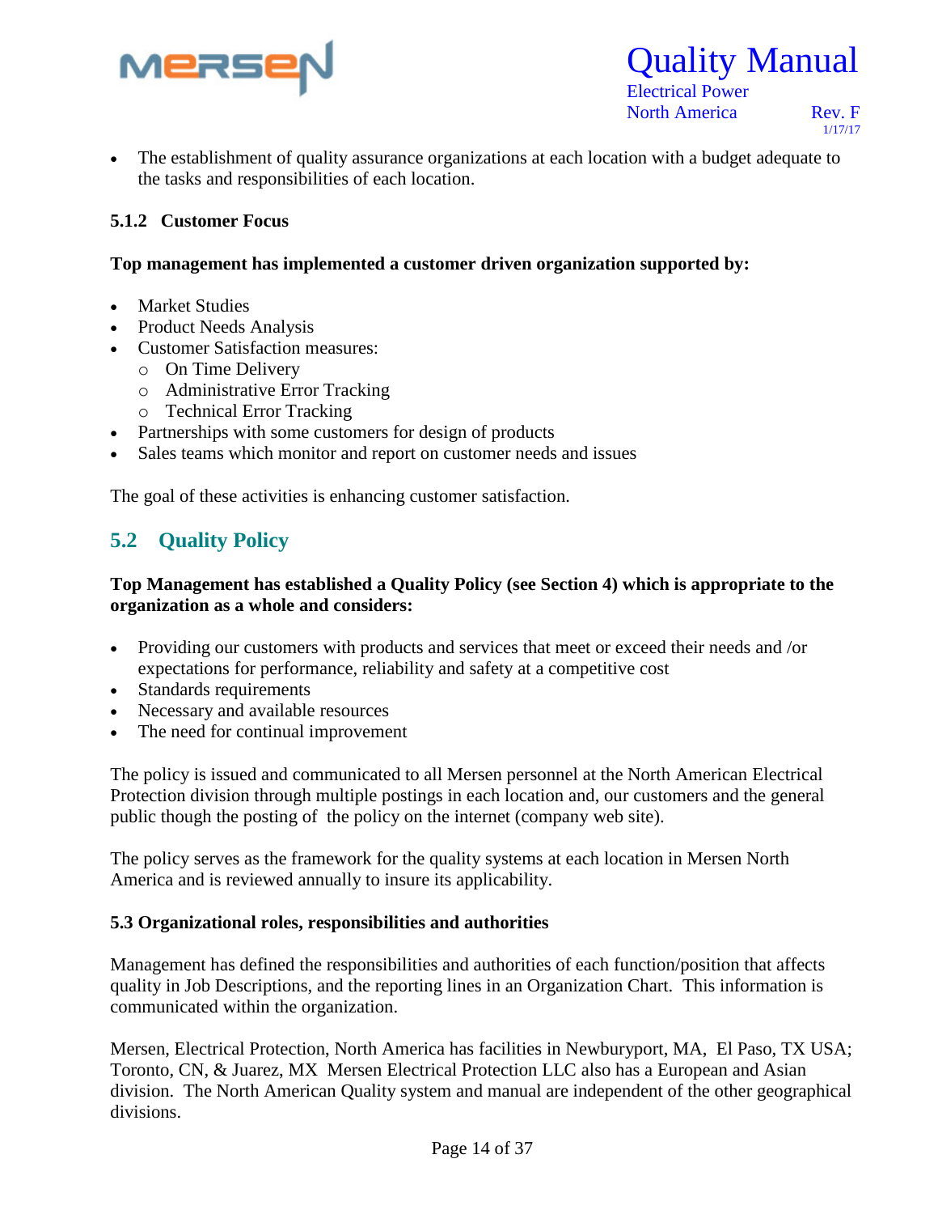- The establishment of quality assurance organizations at each location with a budget adequate to the tasks and responsibilities of each location.

### 5.1.2 Customer Focus

**Top management has implemented a customer driven organization supported by:**

- Market Studies
- Product Needs Analysis
- Customer Satisfaction measures:
  - On Time Delivery
  - Administrative Error Tracking
  - Technical Error Tracking
- Partnerships with some customers for design of products
- Sales teams which monitor and report on customer needs and issues

The goal of these activities is enhancing customer satisfaction.

## 5.2 Quality Policy

**Top Management has established a Quality Policy (see Section 4) which is appropriate to the organization as a whole and considers:**

- Providing our customers with products and services that meet or exceed their needs and /or expectations for performance, reliability and safety at a competitive cost
- Standards requirements
- Necessary and available resources
- The need for continual improvement

The policy is issued and communicated to all Mersen personnel at the North American Electrical Protection division through multiple postings in each location and, our customers and the general public though the posting of the policy on the internet (company web site).

The policy serves as the framework for the quality systems at each location in Mersen North America and is reviewed annually to insure its applicability.

### 5.3 Organizational roles, responsibilities and authorities

Management has defined the responsibilities and authorities of each function/position that affects quality in Job Descriptions, and the reporting lines in an Organization Chart. This information is communicated within the organization.

Mersen, Electrical Protection, North America has facilities in Newburyport, MA, El Paso, TX USA; Toronto, CN, & Juarez, MX Mersen Electrical Protection LLC also has a European and Asian division. The North American Quality system and manual are independent of the other geographical divisions.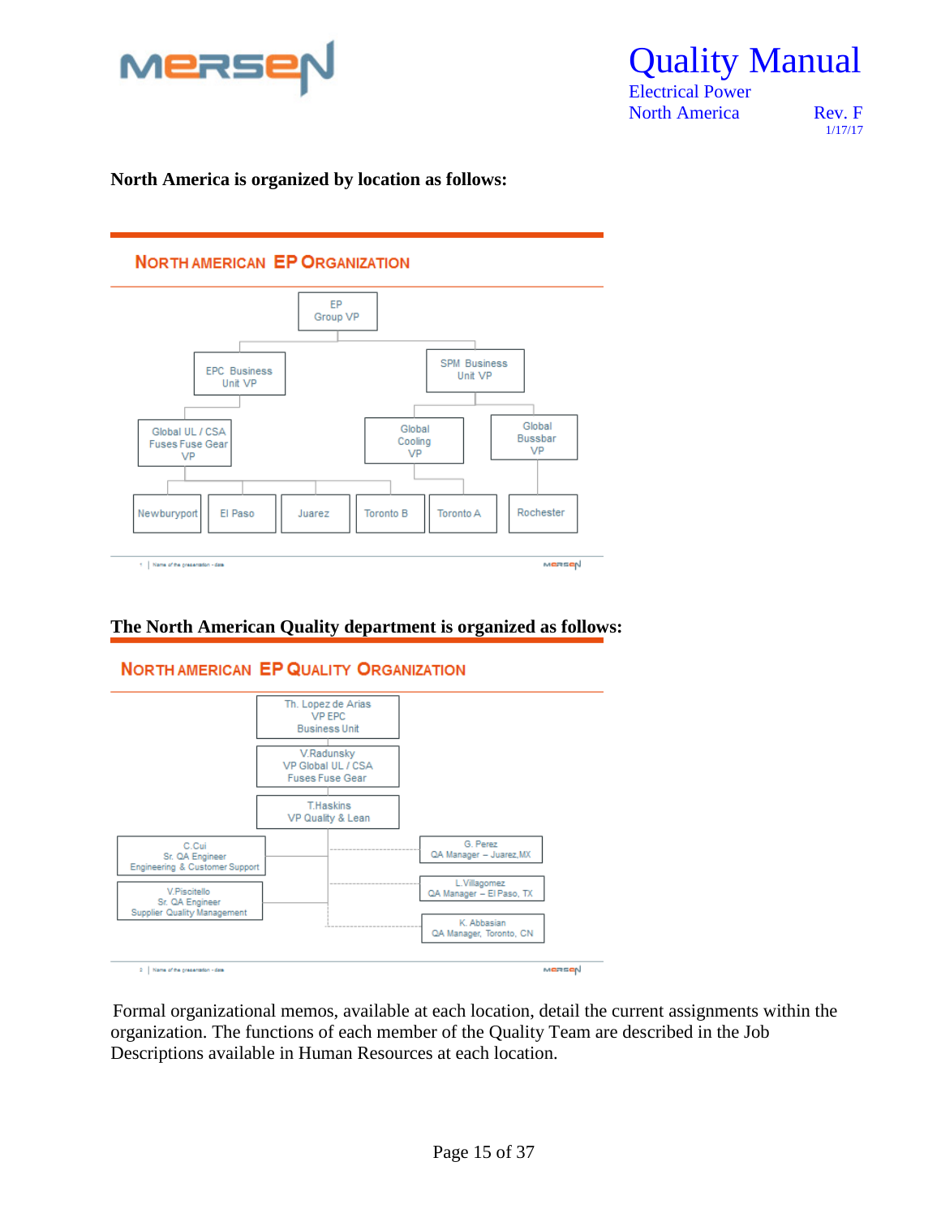**North America is organized by location as follows:**

**NORTH AMERICAN EP ORGANIZATION**

- EP Group VP
  - EPC Business Unit VP
    - Global UL / CSA Fuses Fuse Gear VP
      - Newburyport
      - El Paso
      - Juarez
      - Toronto B
  - SPM Business Unit VP
    - Global Cooling VP
      - Toronto A
    - Global Bussbar VP
      - Rochester

**The North American Quality department is organized as follows:**

**NORTH AMERICAN EP QUALITY ORGANIZATION**

- Th. Lopez de Arias, VP EPC Business Unit
  - V.Radunsky, VP Global UL / CSA Fuses Fuse Gear
    - T.Haskins, VP Quality & Lean
      - C.Cui, Sr. QA Engineer, Engineering & Customer Support
      - V.Piscitello, Sr. QA Engineer, Supplier Quality Management
      - G. Perez, QA Manager – Juarez, MX
      - L.Villagomez, QA Manager – El Paso, TX
      - K. Abbasian, QA Manager, Toronto, CN

Formal organizational memos, available at each location, detail the current assignments within the organization. The functions of each member of the Quality Team are described in the Job Descriptions available in Human Resources at each location.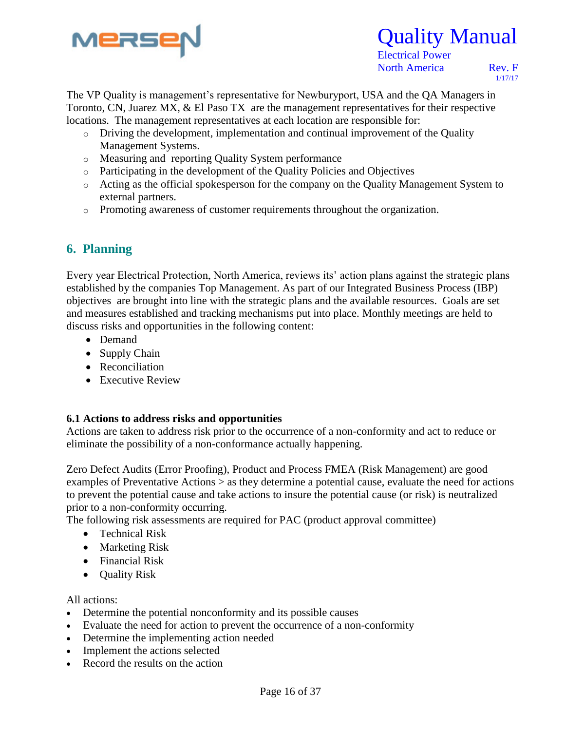The VP Quality is management's representative for Newburyport, USA and the QA Managers in Toronto, CN, Juarez MX, & El Paso TX are the management representatives for their respective locations. The management representatives at each location are responsible for:

- Driving the development, implementation and continual improvement of the Quality Management Systems.
- Measuring and reporting Quality System performance
- Participating in the development of the Quality Policies and Objectives
- Acting as the official spokesperson for the company on the Quality Management System to external partners.
- Promoting awareness of customer requirements throughout the organization.

## 6. Planning

Every year Electrical Protection, North America, reviews its' action plans against the strategic plans established by the companies Top Management. As part of our Integrated Business Process (IBP) objectives are brought into line with the strategic plans and the available resources. Goals are set and measures established and tracking mechanisms put into place. Monthly meetings are held to discuss risks and opportunities in the following content:

- Demand
- Supply Chain
- Reconciliation
- Executive Review

### 6.1 Actions to address risks and opportunities

Actions are taken to address risk prior to the occurrence of a non-conformity and act to reduce or eliminate the possibility of a non-conformance actually happening.

Zero Defect Audits (Error Proofing), Product and Process FMEA (Risk Management) are good examples of Preventative Actions > as they determine a potential cause, evaluate the need for actions to prevent the potential cause and take actions to insure the potential cause (or risk) is neutralized prior to a non-conformity occurring.

The following risk assessments are required for PAC (product approval committee)

- Technical Risk
- Marketing Risk
- Financial Risk
- Quality Risk

All actions:

- Determine the potential nonconformity and its possible causes
- Evaluate the need for action to prevent the occurrence of a non-conformity
- Determine the implementing action needed
- Implement the actions selected
- Record the results on the action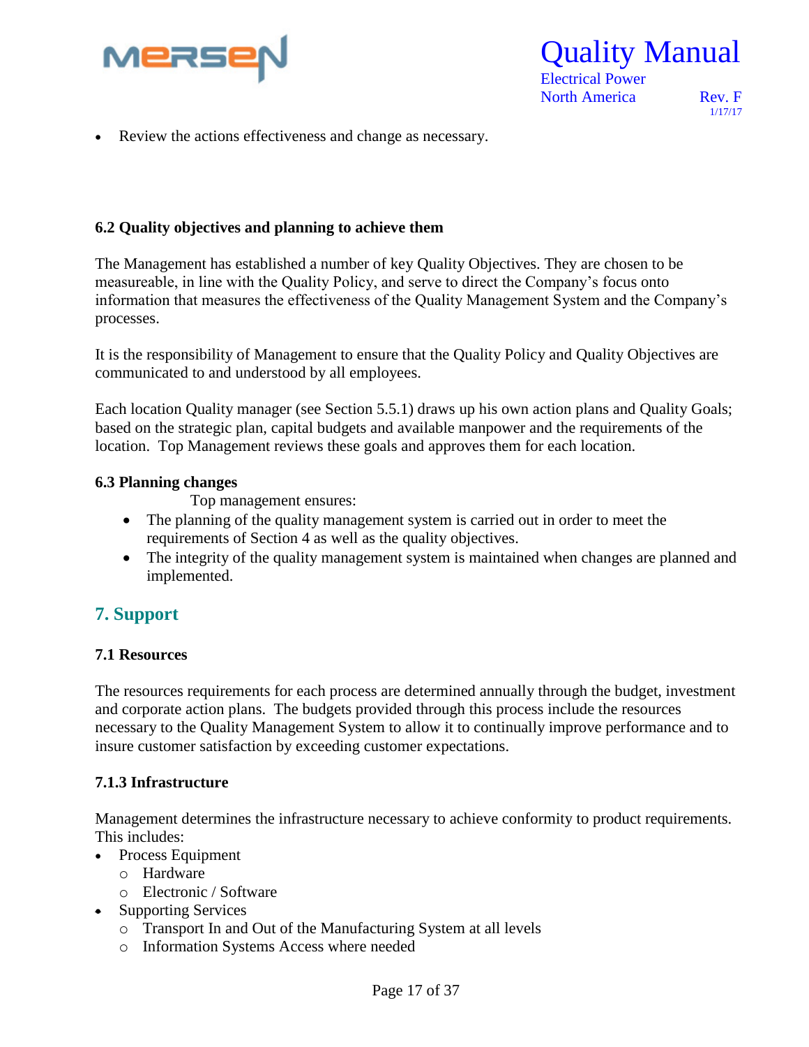- Review the actions effectiveness and change as necessary.

### 6.2 Quality objectives and planning to achieve them

The Management has established a number of key Quality Objectives. They are chosen to be measureable, in line with the Quality Policy, and serve to direct the Company's focus onto information that measures the effectiveness of the Quality Management System and the Company's processes.

It is the responsibility of Management to ensure that the Quality Policy and Quality Objectives are communicated to and understood by all employees.

Each location Quality manager (see Section 5.5.1) draws up his own action plans and Quality Goals; based on the strategic plan, capital budgets and available manpower and the requirements of the location. Top Management reviews these goals and approves them for each location.

### 6.3 Planning changes

Top management ensures:

- The planning of the quality management system is carried out in order to meet the requirements of Section 4 as well as the quality objectives.
- The integrity of the quality management system is maintained when changes are planned and implemented.

## 7. Support

### 7.1 Resources

The resources requirements for each process are determined annually through the budget, investment and corporate action plans. The budgets provided through this process include the resources necessary to the Quality Management System to allow it to continually improve performance and to insure customer satisfaction by exceeding customer expectations.

### 7.1.3 Infrastructure

Management determines the infrastructure necessary to achieve conformity to product requirements. This includes:

- Process Equipment
  - Hardware
  - Electronic / Software
- Supporting Services
  - Transport In and Out of the Manufacturing System at all levels
  - Information Systems Access where needed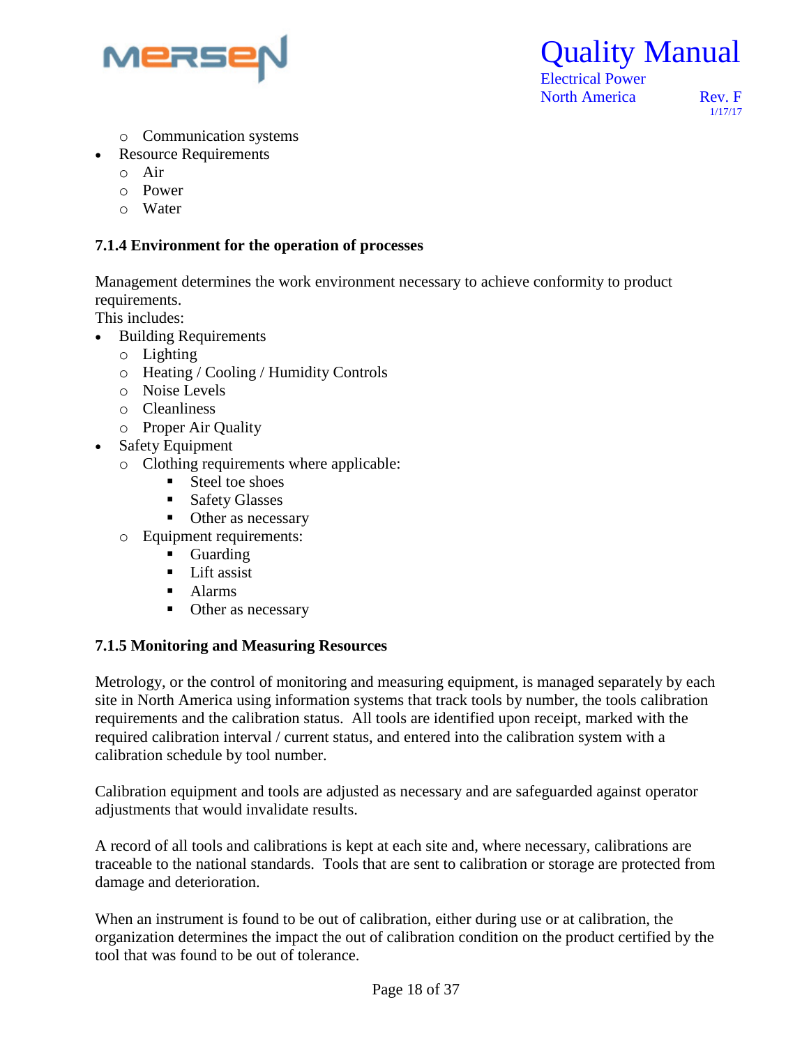- Communication systems
- Resource Requirements
  - Air
  - Power
  - Water

### 7.1.4 Environment for the operation of processes

Management determines the work environment necessary to achieve conformity to product requirements.
This includes:

- Building Requirements
  - Lighting
  - Heating / Cooling / Humidity Controls
  - Noise Levels
  - Cleanliness
  - Proper Air Quality
- Safety Equipment
  - Clothing requirements where applicable:
    - Steel toe shoes
    - Safety Glasses
    - Other as necessary
  - Equipment requirements:
    - Guarding
    - Lift assist
    - Alarms
    - Other as necessary

### 7.1.5 Monitoring and Measuring Resources

Metrology, or the control of monitoring and measuring equipment, is managed separately by each site in North America using information systems that track tools by number, the tools calibration requirements and the calibration status. All tools are identified upon receipt, marked with the required calibration interval / current status, and entered into the calibration system with a calibration schedule by tool number.

Calibration equipment and tools are adjusted as necessary and are safeguarded against operator adjustments that would invalidate results.

A record of all tools and calibrations is kept at each site and, where necessary, calibrations are traceable to the national standards. Tools that are sent to calibration or storage are protected from damage and deterioration.

When an instrument is found to be out of calibration, either during use or at calibration, the organization determines the impact the out of calibration condition on the product certified by the tool that was found to be out of tolerance.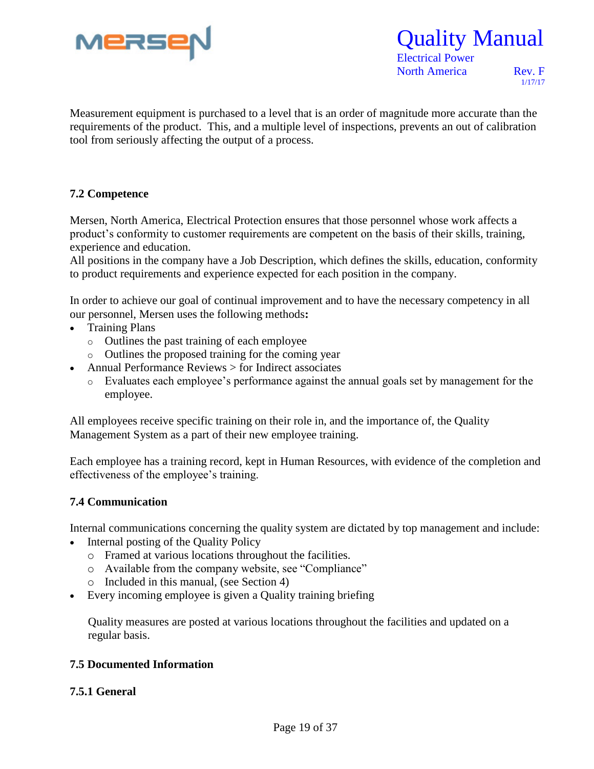Measurement equipment is purchased to a level that is an order of magnitude more accurate than the requirements of the product. This, and a multiple level of inspections, prevents an out of calibration tool from seriously affecting the output of a process.

### 7.2 Competence

Mersen, North America, Electrical Protection ensures that those personnel whose work affects a product's conformity to customer requirements are competent on the basis of their skills, training, experience and education.
All positions in the company have a Job Description, which defines the skills, education, conformity to product requirements and experience expected for each position in the company.

In order to achieve our goal of continual improvement and to have the necessary competency in all our personnel, Mersen uses the following methods**:**

- Training Plans
  - Outlines the past training of each employee
  - Outlines the proposed training for the coming year
- Annual Performance Reviews > for Indirect associates
  - Evaluates each employee's performance against the annual goals set by management for the employee.

All employees receive specific training on their role in, and the importance of, the Quality Management System as a part of their new employee training.

Each employee has a training record, kept in Human Resources, with evidence of the completion and effectiveness of the employee's training.

### 7.4 Communication

Internal communications concerning the quality system are dictated by top management and include:

- Internal posting of the Quality Policy
  - Framed at various locations throughout the facilities.
  - Available from the company website, see "Compliance"
  - Included in this manual, (see Section 4)
- Every incoming employee is given a Quality training briefing

  Quality measures are posted at various locations throughout the facilities and updated on a regular basis.

### 7.5 Documented Information

#### 7.5.1 General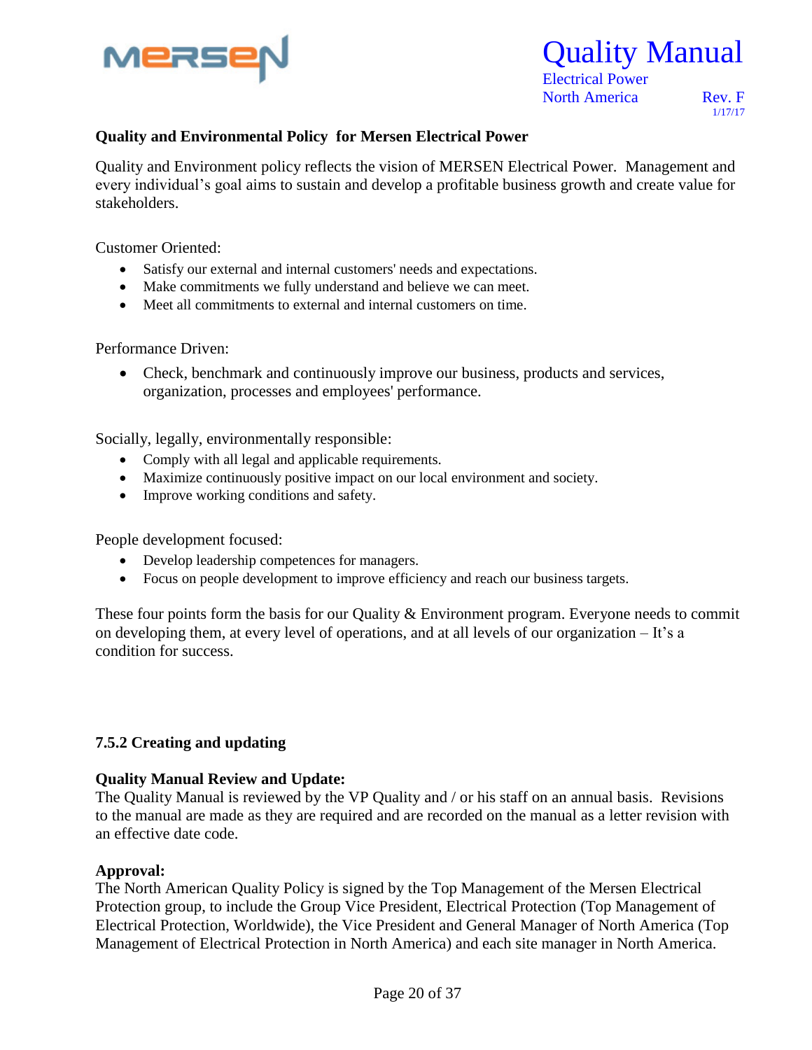**Quality and Environmental Policy for Mersen Electrical Power**

Quality and Environment policy reflects the vision of MERSEN Electrical Power. Management and every individual's goal aims to sustain and develop a profitable business growth and create value for stakeholders.

Customer Oriented:

- Satisfy our external and internal customers' needs and expectations.
- Make commitments we fully understand and believe we can meet.
- Meet all commitments to external and internal customers on time.

Performance Driven:

- Check, benchmark and continuously improve our business, products and services, organization, processes and employees' performance.

Socially, legally, environmentally responsible:

- Comply with all legal and applicable requirements.
- Maximize continuously positive impact on our local environment and society.
- Improve working conditions and safety.

People development focused:

- Develop leadership competences for managers.
- Focus on people development to improve efficiency and reach our business targets.

These four points form the basis for our Quality & Environment program. Everyone needs to commit on developing them, at every level of operations, and at all levels of our organization – It's a condition for success.

### 7.5.2 Creating and updating

**Quality Manual Review and Update:**
The Quality Manual is reviewed by the VP Quality and / or his staff on an annual basis. Revisions to the manual are made as they are required and are recorded on the manual as a letter revision with an effective date code.

**Approval:**
The North American Quality Policy is signed by the Top Management of the Mersen Electrical Protection group, to include the Group Vice President, Electrical Protection (Top Management of Electrical Protection, Worldwide), the Vice President and General Manager of North America (Top Management of Electrical Protection in North America) and each site manager in North America.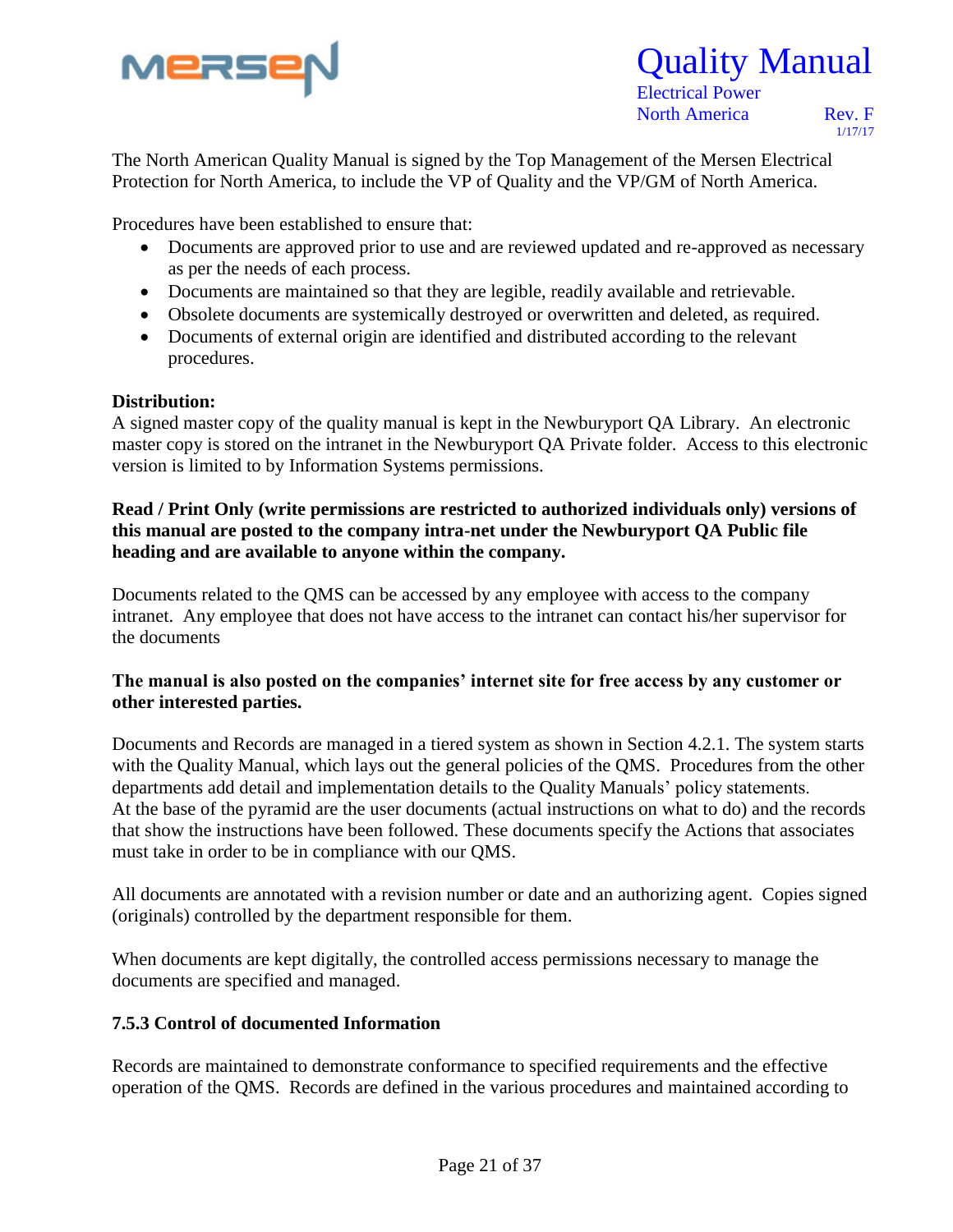The North American Quality Manual is signed by the Top Management of the Mersen Electrical Protection for North America, to include the VP of Quality and the VP/GM of North America.

Procedures have been established to ensure that:

- Documents are approved prior to use and are reviewed updated and re-approved as necessary as per the needs of each process.
- Documents are maintained so that they are legible, readily available and retrievable.
- Obsolete documents are systemically destroyed or overwritten and deleted, as required.
- Documents of external origin are identified and distributed according to the relevant procedures.

**Distribution:**
A signed master copy of the quality manual is kept in the Newburyport QA Library. An electronic master copy is stored on the intranet in the Newburyport QA Private folder. Access to this electronic version is limited to by Information Systems permissions.

**Read / Print Only (write permissions are restricted to authorized individuals only) versions of this manual are posted to the company intra-net under the Newburyport QA Public file heading and are available to anyone within the company.**

Documents related to the QMS can be accessed by any employee with access to the company intranet. Any employee that does not have access to the intranet can contact his/her supervisor for the documents

**The manual is also posted on the companies' internet site for free access by any customer or other interested parties.**

Documents and Records are managed in a tiered system as shown in Section 4.2.1. The system starts with the Quality Manual, which lays out the general policies of the QMS. Procedures from the other departments add detail and implementation details to the Quality Manuals' policy statements. At the base of the pyramid are the user documents (actual instructions on what to do) and the records that show the instructions have been followed. These documents specify the Actions that associates must take in order to be in compliance with our QMS.

All documents are annotated with a revision number or date and an authorizing agent. Copies signed (originals) controlled by the department responsible for them.

When documents are kept digitally, the controlled access permissions necessary to manage the documents are specified and managed.

**7.5.3 Control of documented Information**

Records are maintained to demonstrate conformance to specified requirements and the effective operation of the QMS. Records are defined in the various procedures and maintained according to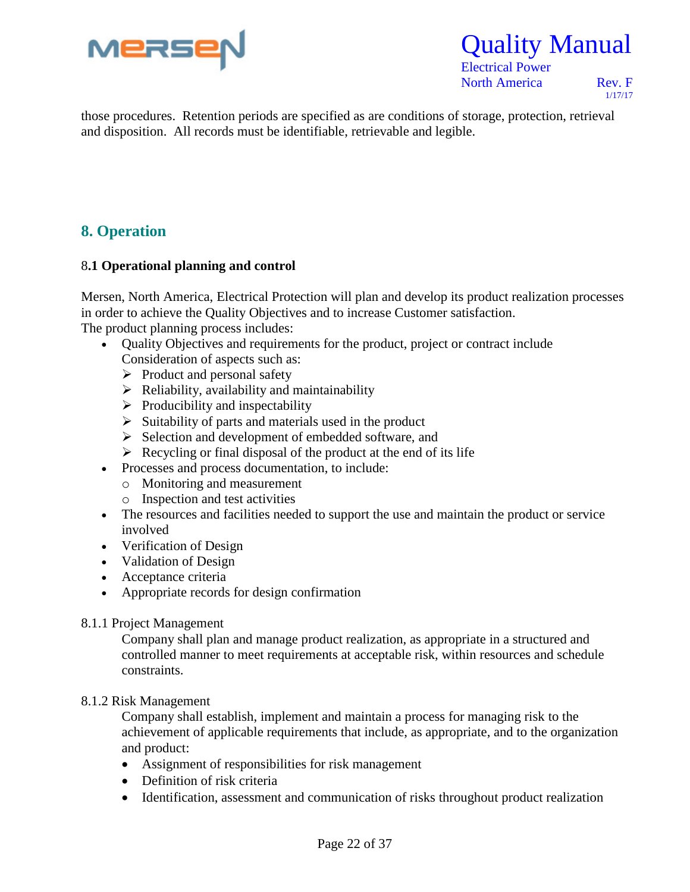those procedures. Retention periods are specified as are conditions of storage, protection, retrieval and disposition. All records must be identifiable, retrievable and legible.

## 8. Operation

### 8.1 Operational planning and control

Mersen, North America, Electrical Protection will plan and develop its product realization processes in order to achieve the Quality Objectives and to increase Customer satisfaction.
The product planning process includes:

- Quality Objectives and requirements for the product, project or contract include Consideration of aspects such as:
  - Product and personal safety
  - Reliability, availability and maintainability
  - Producibility and inspectability
  - Suitability of parts and materials used in the product
  - Selection and development of embedded software, and
  - Recycling or final disposal of the product at the end of its life
- Processes and process documentation, to include:
  - Monitoring and measurement
  - Inspection and test activities
- The resources and facilities needed to support the use and maintain the product or service involved
- Verification of Design
- Validation of Design
- Acceptance criteria
- Appropriate records for design confirmation

8.1.1 Project Management

Company shall plan and manage product realization, as appropriate in a structured and controlled manner to meet requirements at acceptable risk, within resources and schedule constraints.

8.1.2 Risk Management

Company shall establish, implement and maintain a process for managing risk to the achievement of applicable requirements that include, as appropriate, and to the organization and product:

- Assignment of responsibilities for risk management
- Definition of risk criteria
- Identification, assessment and communication of risks throughout product realization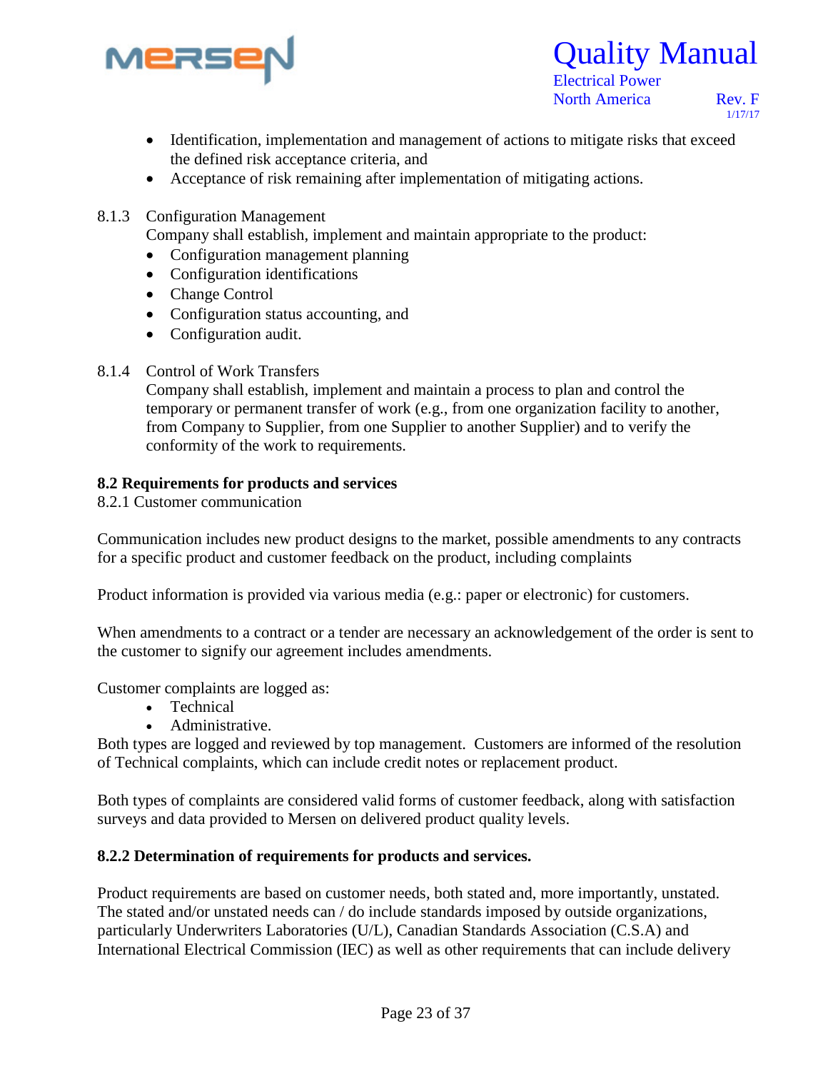- Identification, implementation and management of actions to mitigate risks that exceed the defined risk acceptance criteria, and
- Acceptance of risk remaining after implementation of mitigating actions.

8.1.3 Configuration Management

Company shall establish, implement and maintain appropriate to the product:

- Configuration management planning
- Configuration identifications
- Change Control
- Configuration status accounting, and
- Configuration audit.

8.1.4 Control of Work Transfers

Company shall establish, implement and maintain a process to plan and control the temporary or permanent transfer of work (e.g., from one organization facility to another, from Company to Supplier, from one Supplier to another Supplier) and to verify the conformity of the work to requirements.

**8.2 Requirements for products and services**

8.2.1 Customer communication

Communication includes new product designs to the market, possible amendments to any contracts for a specific product and customer feedback on the product, including complaints

Product information is provided via various media (e.g.: paper or electronic) for customers.

When amendments to a contract or a tender are necessary an acknowledgement of the order is sent to the customer to signify our agreement includes amendments.

Customer complaints are logged as:

- Technical
- Administrative.

Both types are logged and reviewed by top management. Customers are informed of the resolution of Technical complaints, which can include credit notes or replacement product.

Both types of complaints are considered valid forms of customer feedback, along with satisfaction surveys and data provided to Mersen on delivered product quality levels.

**8.2.2 Determination of requirements for products and services.**

Product requirements are based on customer needs, both stated and, more importantly, unstated. The stated and/or unstated needs can / do include standards imposed by outside organizations, particularly Underwriters Laboratories (U/L), Canadian Standards Association (C.S.A) and International Electrical Commission (IEC) as well as other requirements that can include delivery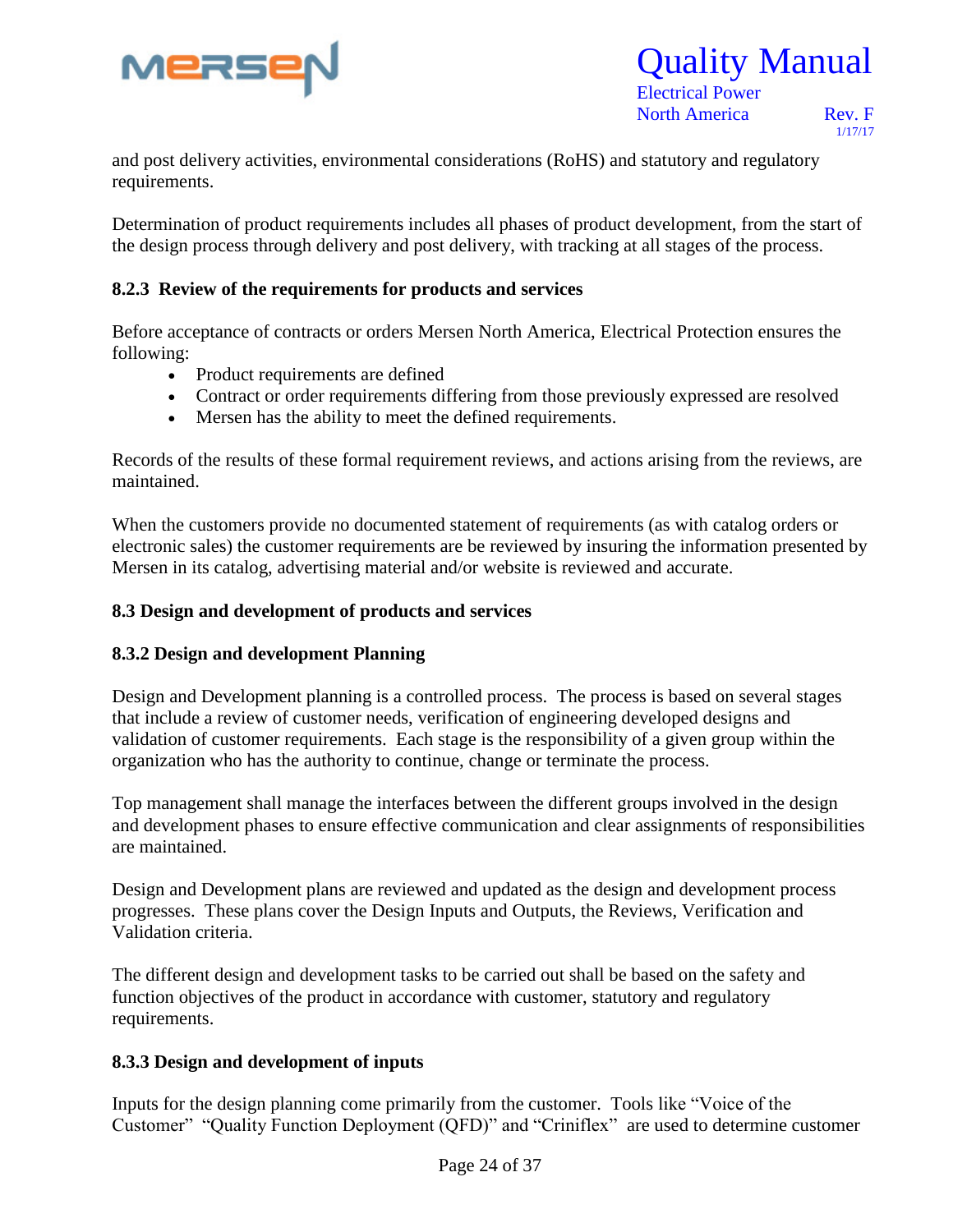and post delivery activities, environmental considerations (RoHS) and statutory and regulatory requirements.

Determination of product requirements includes all phases of product development, from the start of the design process through delivery and post delivery, with tracking at all stages of the process.

### 8.2.3 Review of the requirements for products and services

Before acceptance of contracts or orders Mersen North America, Electrical Protection ensures the following:

- Product requirements are defined
- Contract or order requirements differing from those previously expressed are resolved
- Mersen has the ability to meet the defined requirements.

Records of the results of these formal requirement reviews, and actions arising from the reviews, are maintained.

When the customers provide no documented statement of requirements (as with catalog orders or electronic sales) the customer requirements are be reviewed by insuring the information presented by Mersen in its catalog, advertising material and/or website is reviewed and accurate.

## 8.3 Design and development of products and services

### 8.3.2 Design and development Planning

Design and Development planning is a controlled process. The process is based on several stages that include a review of customer needs, verification of engineering developed designs and validation of customer requirements. Each stage is the responsibility of a given group within the organization who has the authority to continue, change or terminate the process.

Top management shall manage the interfaces between the different groups involved in the design and development phases to ensure effective communication and clear assignments of responsibilities are maintained.

Design and Development plans are reviewed and updated as the design and development process progresses. These plans cover the Design Inputs and Outputs, the Reviews, Verification and Validation criteria.

The different design and development tasks to be carried out shall be based on the safety and function objectives of the product in accordance with customer, statutory and regulatory requirements.

### 8.3.3 Design and development of inputs

Inputs for the design planning come primarily from the customer. Tools like "Voice of the Customer" "Quality Function Deployment (QFD)" and "Criniflex" are used to determine customer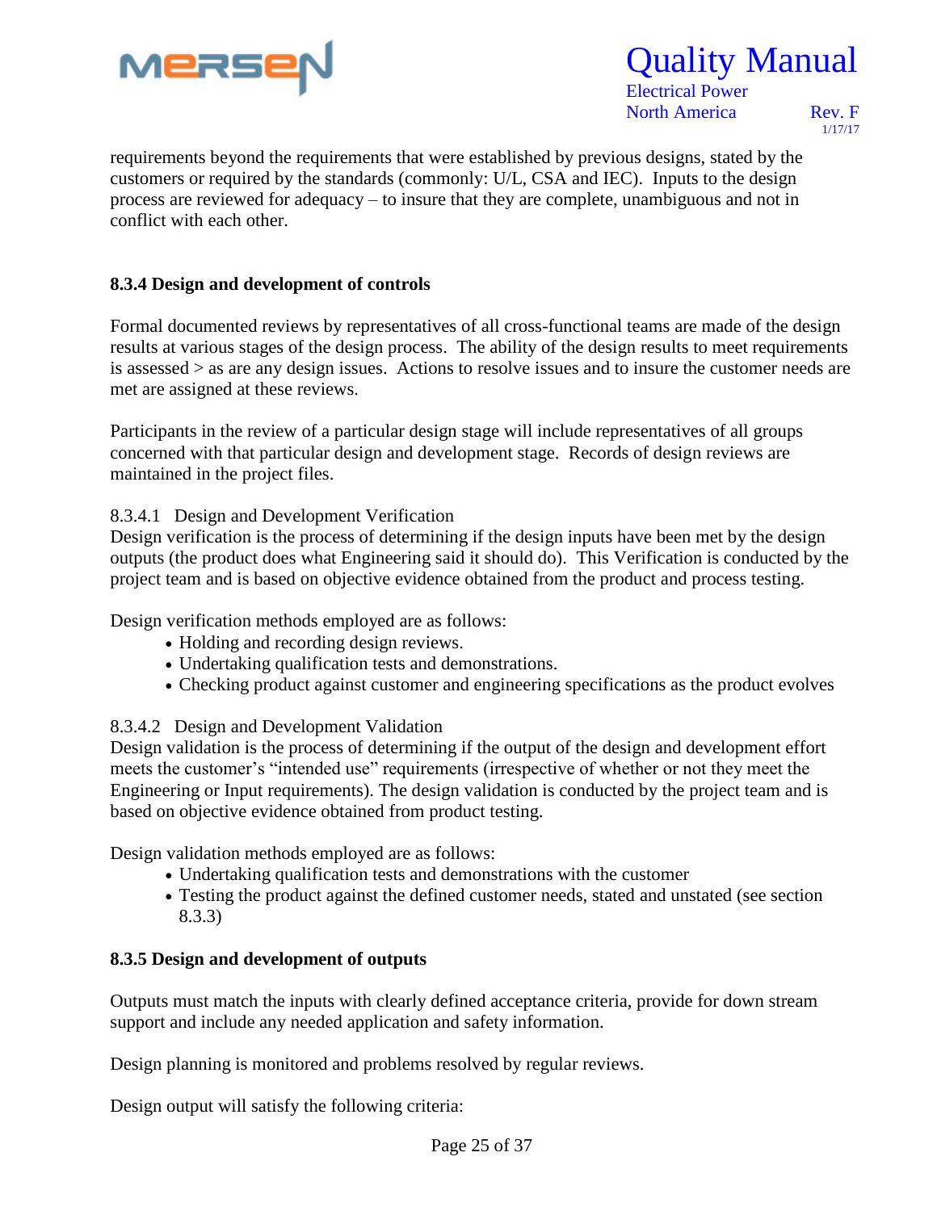requirements beyond the requirements that were established by previous designs, stated by the customers or required by the standards (commonly: U/L, CSA and IEC). Inputs to the design process are reviewed for adequacy – to insure that they are complete, unambiguous and not in conflict with each other.

### 8.3.4 Design and development of controls

Formal documented reviews by representatives of all cross-functional teams are made of the design results at various stages of the design process. The ability of the design results to meet requirements is assessed > as are any design issues. Actions to resolve issues and to insure the customer needs are met are assigned at these reviews.

Participants in the review of a particular design stage will include representatives of all groups concerned with that particular design and development stage. Records of design reviews are maintained in the project files.

8.3.4.1 Design and Development Verification

Design verification is the process of determining if the design inputs have been met by the design outputs (the product does what Engineering said it should do). This Verification is conducted by the project team and is based on objective evidence obtained from the product and process testing.

Design verification methods employed are as follows:

- Holding and recording design reviews.
- Undertaking qualification tests and demonstrations.
- Checking product against customer and engineering specifications as the product evolves

8.3.4.2 Design and Development Validation

Design validation is the process of determining if the output of the design and development effort meets the customer's "intended use" requirements (irrespective of whether or not they meet the Engineering or Input requirements). The design validation is conducted by the project team and is based on objective evidence obtained from product testing.

Design validation methods employed are as follows:

- Undertaking qualification tests and demonstrations with the customer
- Testing the product against the defined customer needs, stated and unstated (see section 8.3.3)

### 8.3.5 Design and development of outputs

Outputs must match the inputs with clearly defined acceptance criteria, provide for down stream support and include any needed application and safety information.

Design planning is monitored and problems resolved by regular reviews.

Design output will satisfy the following criteria: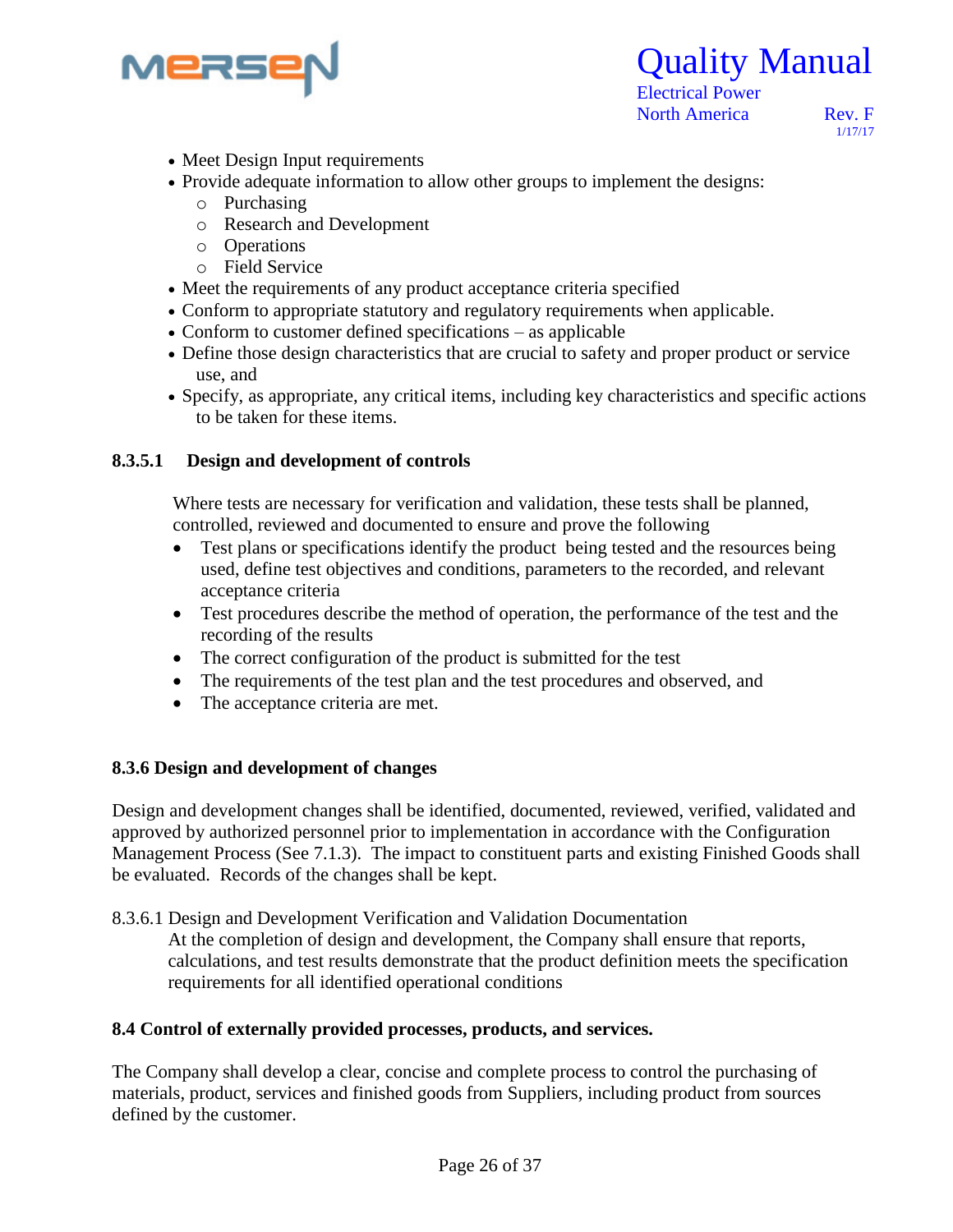- Meet Design Input requirements
- Provide adequate information to allow other groups to implement the designs:
  - Purchasing
  - Research and Development
  - Operations
  - Field Service
- Meet the requirements of any product acceptance criteria specified
- Conform to appropriate statutory and regulatory requirements when applicable.
- Conform to customer defined specifications – as applicable
- Define those design characteristics that are crucial to safety and proper product or service use, and
- Specify, as appropriate, any critical items, including key characteristics and specific actions to be taken for these items.

#### 8.3.5.1 Design and development of controls

Where tests are necessary for verification and validation, these tests shall be planned, controlled, reviewed and documented to ensure and prove the following

- Test plans or specifications identify the product being tested and the resources being used, define test objectives and conditions, parameters to the recorded, and relevant acceptance criteria
- Test procedures describe the method of operation, the performance of the test and the recording of the results
- The correct configuration of the product is submitted for the test
- The requirements of the test plan and the test procedures and observed, and
- The acceptance criteria are met.

### 8.3.6 Design and development of changes

Design and development changes shall be identified, documented, reviewed, verified, validated and approved by authorized personnel prior to implementation in accordance with the Configuration Management Process (See 7.1.3). The impact to constituent parts and existing Finished Goods shall be evaluated. Records of the changes shall be kept.

8.3.6.1 Design and Development Verification and Validation Documentation

At the completion of design and development, the Company shall ensure that reports, calculations, and test results demonstrate that the product definition meets the specification requirements for all identified operational conditions

## 8.4 Control of externally provided processes, products, and services.

The Company shall develop a clear, concise and complete process to control the purchasing of materials, product, services and finished goods from Suppliers, including product from sources defined by the customer.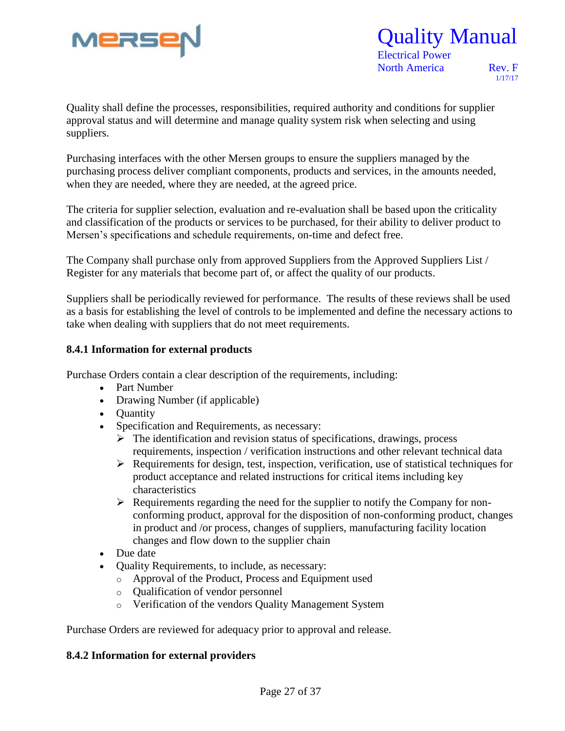Quality shall define the processes, responsibilities, required authority and conditions for supplier approval status and will determine and manage quality system risk when selecting and using suppliers.

Purchasing interfaces with the other Mersen groups to ensure the suppliers managed by the purchasing process deliver compliant components, products and services, in the amounts needed, when they are needed, where they are needed, at the agreed price.

The criteria for supplier selection, evaluation and re-evaluation shall be based upon the criticality and classification of the products or services to be purchased, for their ability to deliver product to Mersen's specifications and schedule requirements, on-time and defect free.

The Company shall purchase only from approved Suppliers from the Approved Suppliers List / Register for any materials that become part of, or affect the quality of our products.

Suppliers shall be periodically reviewed for performance. The results of these reviews shall be used as a basis for establishing the level of controls to be implemented and define the necessary actions to take when dealing with suppliers that do not meet requirements.

**8.4.1 Information for external products**

Purchase Orders contain a clear description of the requirements, including:

- Part Number
- Drawing Number (if applicable)
- Quantity
- Specification and Requirements, as necessary:
  - The identification and revision status of specifications, drawings, process requirements, inspection / verification instructions and other relevant technical data
  - Requirements for design, test, inspection, verification, use of statistical techniques for product acceptance and related instructions for critical items including key characteristics
  - Requirements regarding the need for the supplier to notify the Company for non-conforming product, approval for the disposition of non-conforming product, changes in product and /or process, changes of suppliers, manufacturing facility location changes and flow down to the supplier chain
- Due date
- Quality Requirements, to include, as necessary:
  - Approval of the Product, Process and Equipment used
  - Qualification of vendor personnel
  - Verification of the vendors Quality Management System

Purchase Orders are reviewed for adequacy prior to approval and release.

**8.4.2 Information for external providers**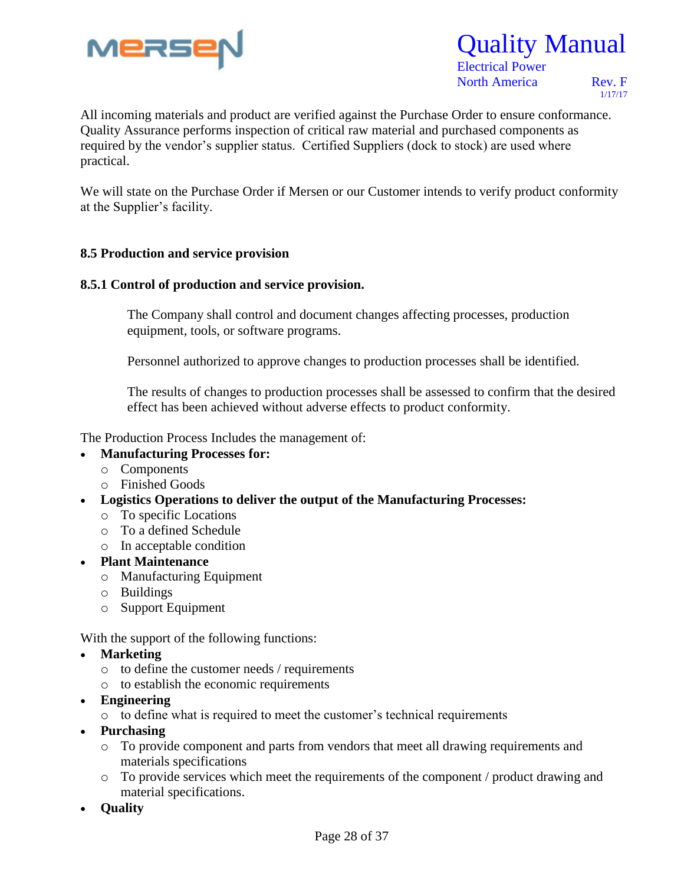All incoming materials and product are verified against the Purchase Order to ensure conformance. Quality Assurance performs inspection of critical raw material and purchased components as required by the vendor's supplier status. Certified Suppliers (dock to stock) are used where practical.

We will state on the Purchase Order if Mersen or our Customer intends to verify product conformity at the Supplier's facility.

### 8.5 Production and service provision

#### 8.5.1 Control of production and service provision.

> The Company shall control and document changes affecting processes, production equipment, tools, or software programs.
>
> Personnel authorized to approve changes to production processes shall be identified.
>
> The results of changes to production processes shall be assessed to confirm that the desired effect has been achieved without adverse effects to product conformity.

The Production Process Includes the management of:

- **Manufacturing Processes for:**
  - Components
  - Finished Goods
- **Logistics Operations to deliver the output of the Manufacturing Processes:**
  - To specific Locations
  - To a defined Schedule
  - In acceptable condition
- **Plant Maintenance**
  - Manufacturing Equipment
  - Buildings
  - Support Equipment

With the support of the following functions:

- **Marketing**
  - to define the customer needs / requirements
  - to establish the economic requirements
- **Engineering**
  - to define what is required to meet the customer's technical requirements
- **Purchasing**
  - To provide component and parts from vendors that meet all drawing requirements and materials specifications
  - To provide services which meet the requirements of the component / product drawing and material specifications.
- **Quality**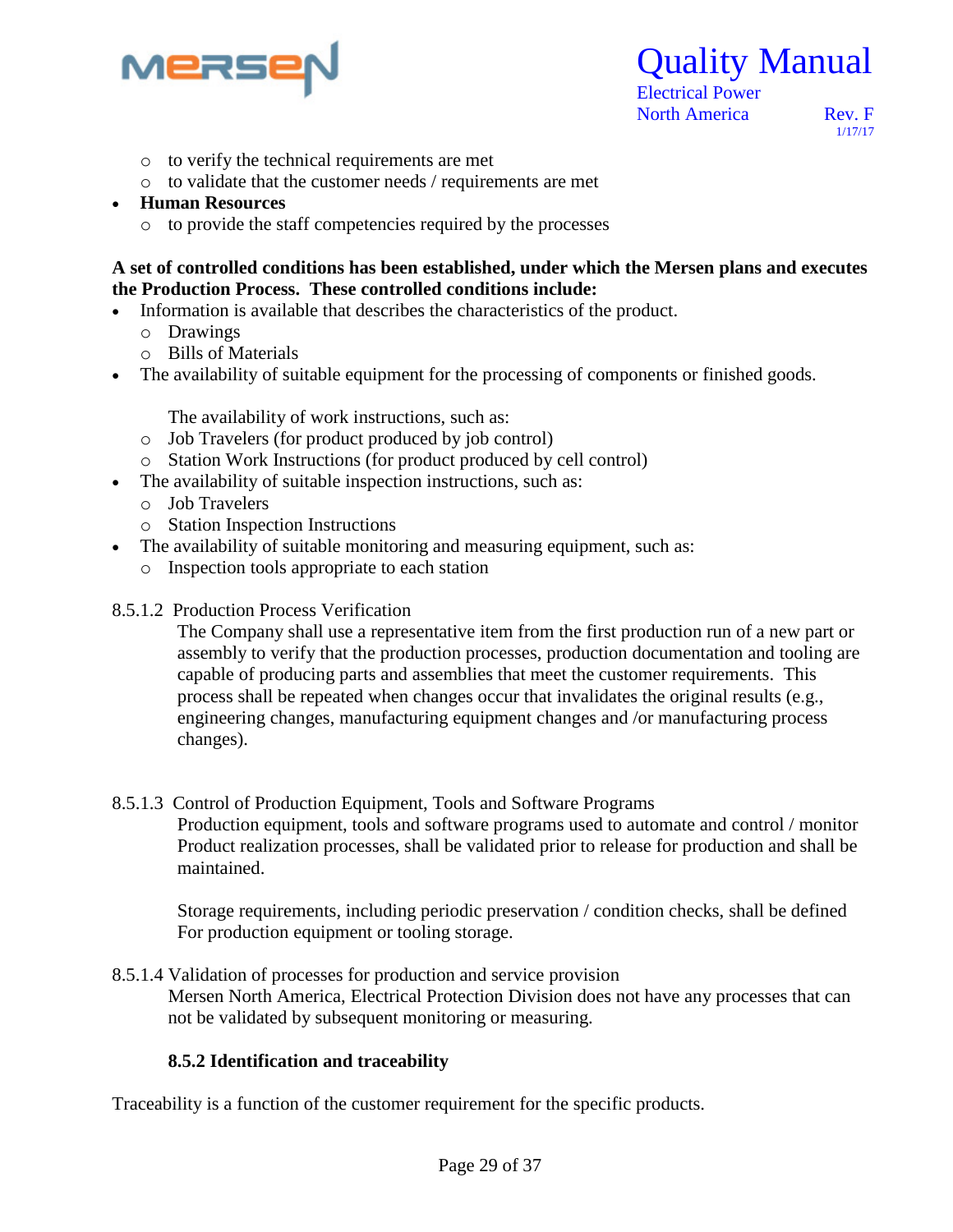- to verify the technical requirements are met
  - to validate that the customer needs / requirements are met
- **Human Resources**
  - to provide the staff competencies required by the processes

**A set of controlled conditions has been established, under which the Mersen plans and executes the Production Process. These controlled conditions include:**

- Information is available that describes the characteristics of the product.
  - Drawings
  - Bills of Materials
- The availability of suitable equipment for the processing of components or finished goods.

  The availability of work instructions, such as:
  - Job Travelers (for product produced by job control)
  - Station Work Instructions (for product produced by cell control)
- The availability of suitable inspection instructions, such as:
  - Job Travelers
  - Station Inspection Instructions
- The availability of suitable monitoring and measuring equipment, such as:
  - Inspection tools appropriate to each station

8.5.1.2 Production Process Verification

The Company shall use a representative item from the first production run of a new part or assembly to verify that the production processes, production documentation and tooling are capable of producing parts and assemblies that meet the customer requirements. This process shall be repeated when changes occur that invalidates the original results (e.g., engineering changes, manufacturing equipment changes and /or manufacturing process changes).

8.5.1.3 Control of Production Equipment, Tools and Software Programs

Production equipment, tools and software programs used to automate and control / monitor Product realization processes, shall be validated prior to release for production and shall be maintained.

Storage requirements, including periodic preservation / condition checks, shall be defined For production equipment or tooling storage.

8.5.1.4 Validation of processes for production and service provision

Mersen North America, Electrical Protection Division does not have any processes that can not be validated by subsequent monitoring or measuring.

### 8.5.2 Identification and traceability

Traceability is a function of the customer requirement for the specific products.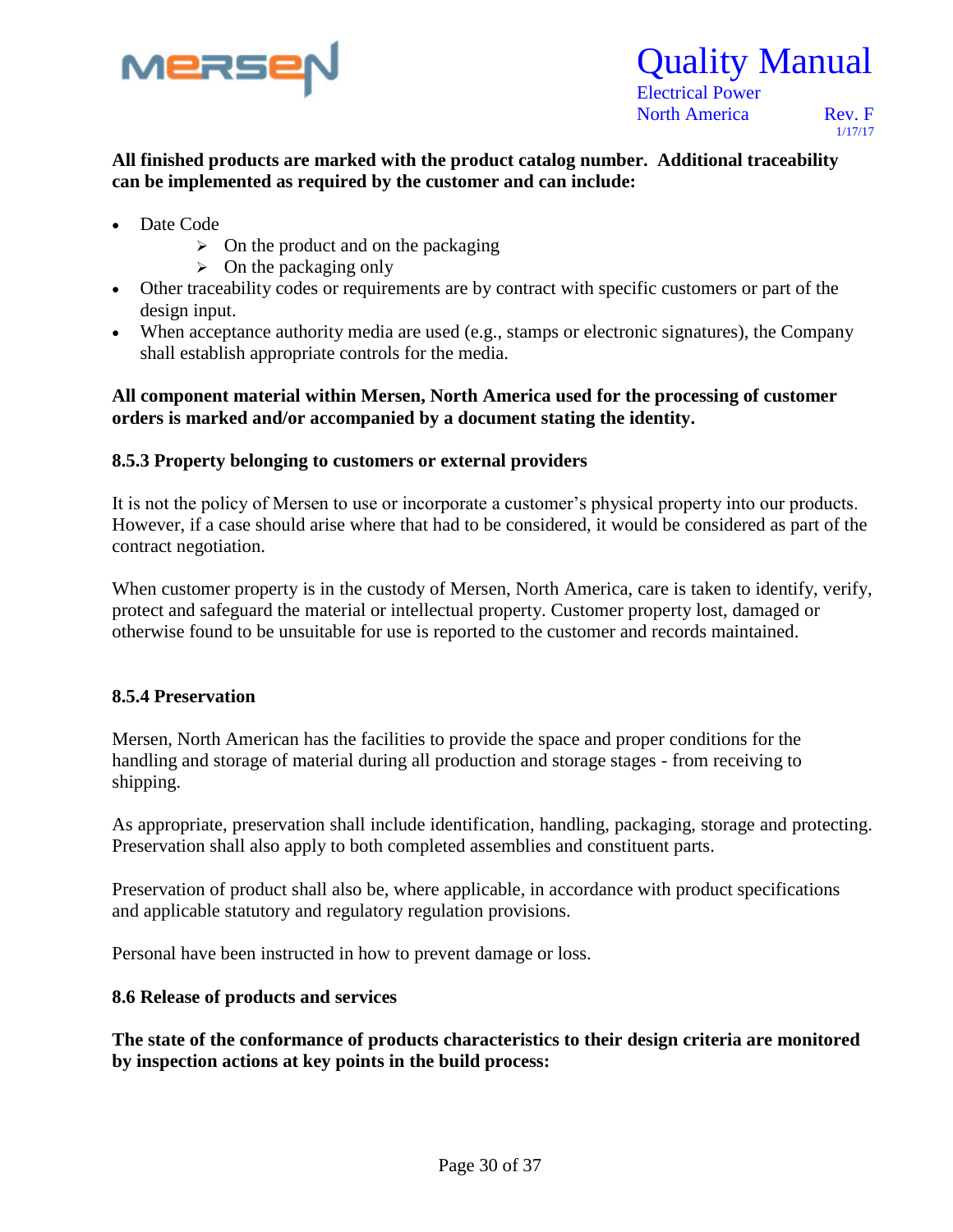**All finished products are marked with the product catalog number. Additional traceability can be implemented as required by the customer and can include:**

- Date Code
  - On the product and on the packaging
  - On the packaging only
- Other traceability codes or requirements are by contract with specific customers or part of the design input.
- When acceptance authority media are used (e.g., stamps or electronic signatures), the Company shall establish appropriate controls for the media.

**All component material within Mersen, North America used for the processing of customer orders is marked and/or accompanied by a document stating the identity.**

### 8.5.3 Property belonging to customers or external providers

It is not the policy of Mersen to use or incorporate a customer's physical property into our products. However, if a case should arise where that had to be considered, it would be considered as part of the contract negotiation.

When customer property is in the custody of Mersen, North America, care is taken to identify, verify, protect and safeguard the material or intellectual property. Customer property lost, damaged or otherwise found to be unsuitable for use is reported to the customer and records maintained.

### 8.5.4 Preservation

Mersen, North American has the facilities to provide the space and proper conditions for the handling and storage of material during all production and storage stages - from receiving to shipping.

As appropriate, preservation shall include identification, handling, packaging, storage and protecting. Preservation shall also apply to both completed assemblies and constituent parts.

Preservation of product shall also be, where applicable, in accordance with product specifications and applicable statutory and regulatory regulation provisions.

Personal have been instructed in how to prevent damage or loss.

### 8.6 Release of products and services

**The state of the conformance of products characteristics to their design criteria are monitored by inspection actions at key points in the build process:**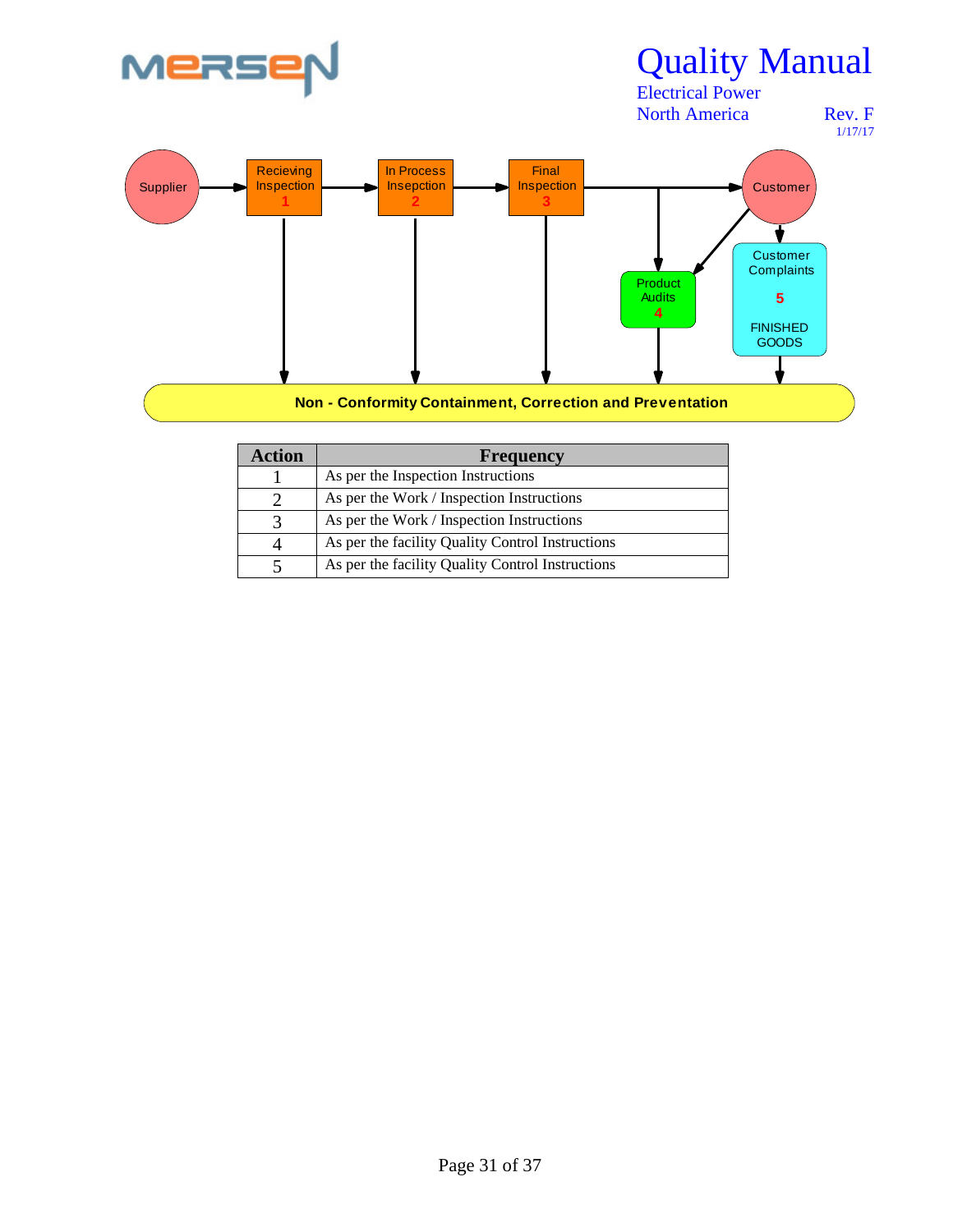Supplier → Recieving Inspection 1 → In Process Insepction 2 → Final Inspection 3 → Customer

Product Audits 4

Customer Complaints 5 FINISHED GOODS

Non - Conformity Containment, Correction and Preventation

| Action | Frequency |
|---|---|
| 1 | As per the Inspection Instructions |
| 2 | As per the Work / Inspection Instructions |
| 3 | As per the Work / Inspection Instructions |
| 4 | As per the facility Quality Control Instructions |
| 5 | As per the facility Quality Control Instructions |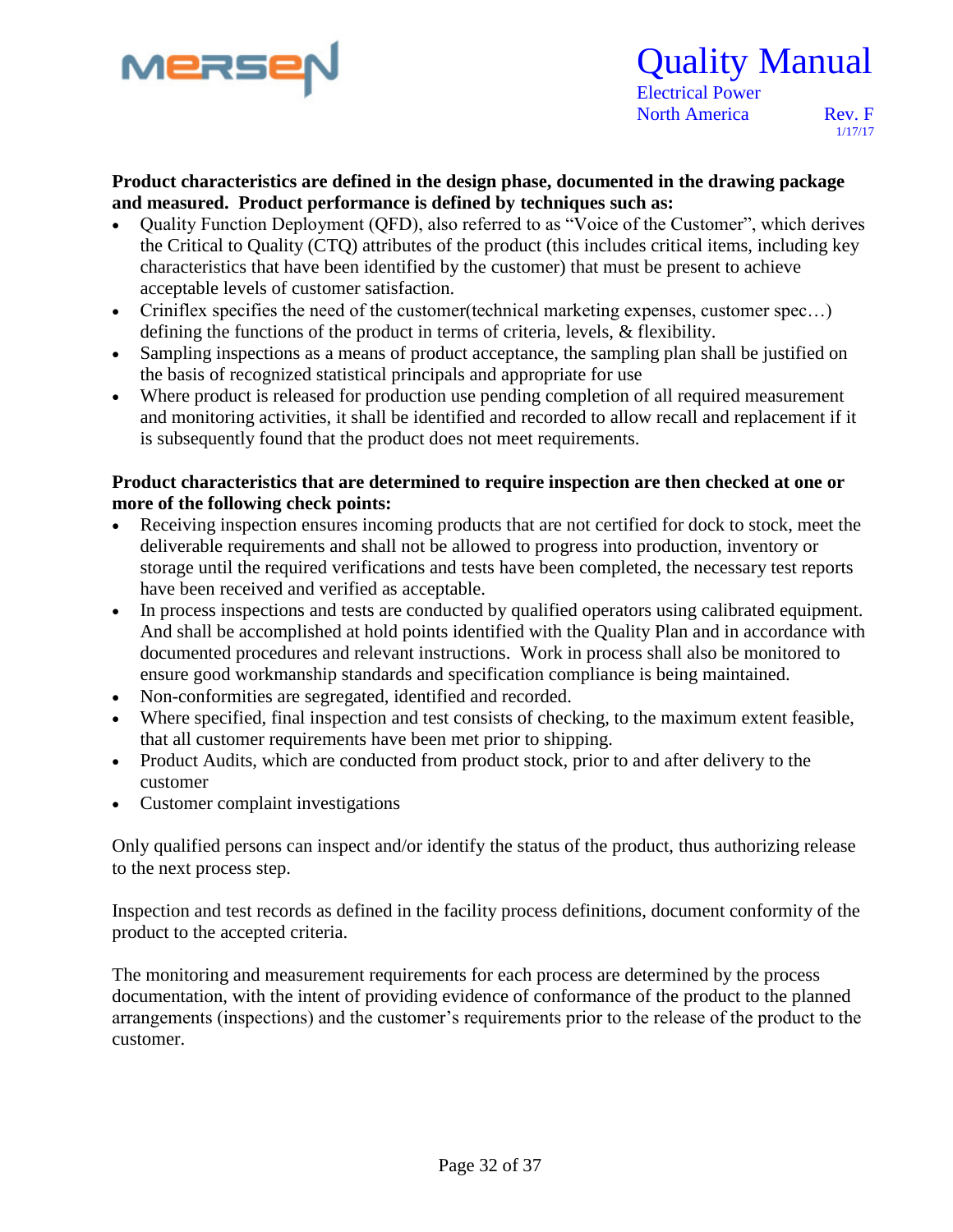**Product characteristics are defined in the design phase, documented in the drawing package and measured. Product performance is defined by techniques such as:**

- Quality Function Deployment (QFD), also referred to as “Voice of the Customer”, which derives the Critical to Quality (CTQ) attributes of the product (this includes critical items, including key characteristics that have been identified by the customer) that must be present to achieve acceptable levels of customer satisfaction.
- Criniflex specifies the need of the customer(technical marketing expenses, customer spec…) defining the functions of the product in terms of criteria, levels, & flexibility.
- Sampling inspections as a means of product acceptance, the sampling plan shall be justified on the basis of recognized statistical principals and appropriate for use
- Where product is released for production use pending completion of all required measurement and monitoring activities, it shall be identified and recorded to allow recall and replacement if it is subsequently found that the product does not meet requirements.

**Product characteristics that are determined to require inspection are then checked at one or more of the following check points:**

- Receiving inspection ensures incoming products that are not certified for dock to stock, meet the deliverable requirements and shall not be allowed to progress into production, inventory or storage until the required verifications and tests have been completed, the necessary test reports have been received and verified as acceptable.
- In process inspections and tests are conducted by qualified operators using calibrated equipment. And shall be accomplished at hold points identified with the Quality Plan and in accordance with documented procedures and relevant instructions. Work in process shall also be monitored to ensure good workmanship standards and specification compliance is being maintained.
- Non-conformities are segregated, identified and recorded.
- Where specified, final inspection and test consists of checking, to the maximum extent feasible, that all customer requirements have been met prior to shipping.
- Product Audits, which are conducted from product stock, prior to and after delivery to the customer
- Customer complaint investigations

Only qualified persons can inspect and/or identify the status of the product, thus authorizing release to the next process step.

Inspection and test records as defined in the facility process definitions, document conformity of the product to the accepted criteria.

The monitoring and measurement requirements for each process are determined by the process documentation, with the intent of providing evidence of conformance of the product to the planned arrangements (inspections) and the customer’s requirements prior to the release of the product to the customer.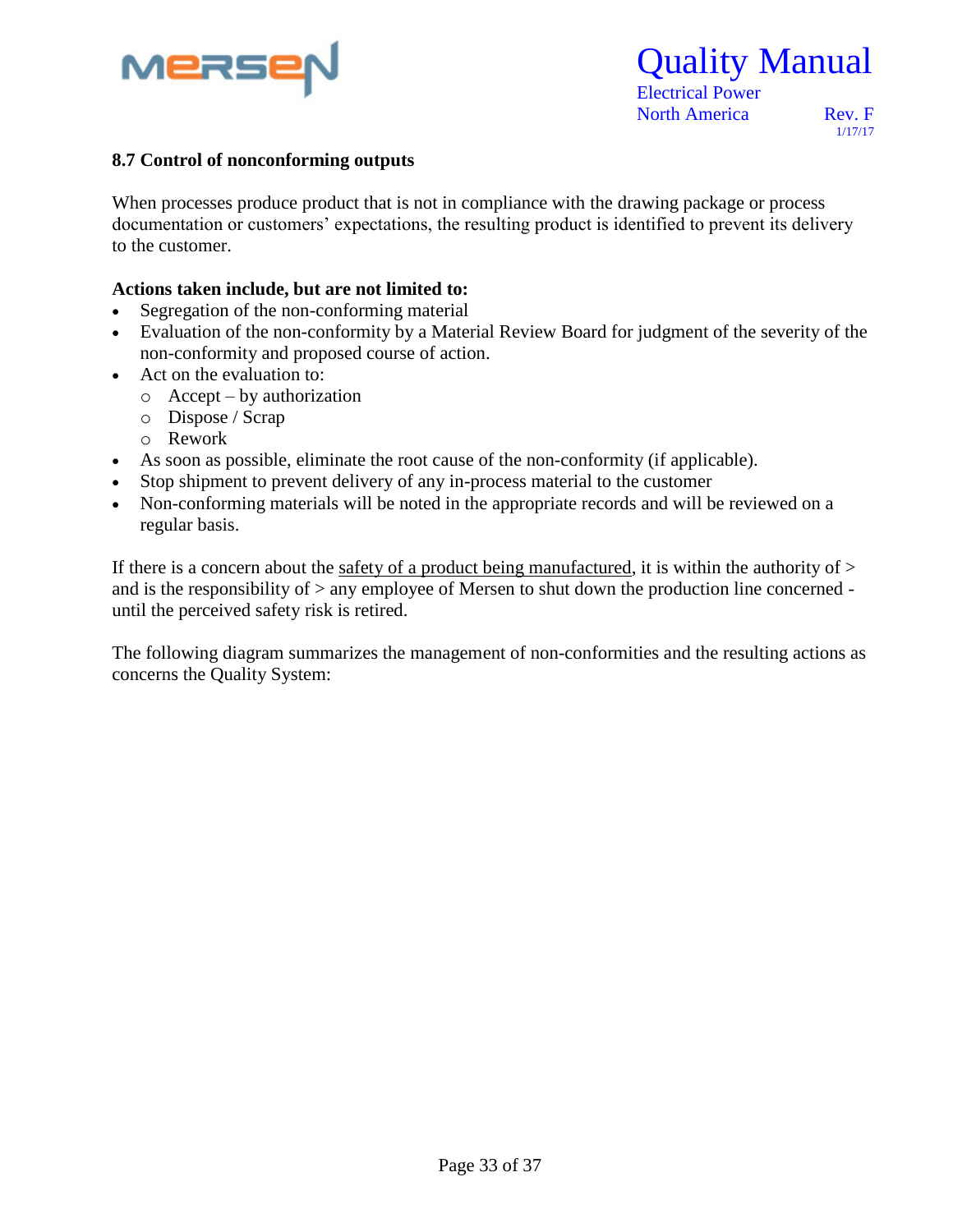### 8.7 Control of nonconforming outputs

When processes produce product that is not in compliance with the drawing package or process documentation or customers' expectations, the resulting product is identified to prevent its delivery to the customer.

**Actions taken include, but are not limited to:**

- Segregation of the non-conforming material
- Evaluation of the non-conformity by a Material Review Board for judgment of the severity of the non-conformity and proposed course of action.
- Act on the evaluation to:
  - Accept – by authorization
  - Dispose / Scrap
  - Rework
- As soon as possible, eliminate the root cause of the non-conformity (if applicable).
- Stop shipment to prevent delivery of any in-process material to the customer
- Non-conforming materials will be noted in the appropriate records and will be reviewed on a regular basis.

If there is a concern about the <u>safety of a product being manufactured</u>, it is within the authority of > and is the responsibility of > any employee of Mersen to shut down the production line concerned - until the perceived safety risk is retired.

The following diagram summarizes the management of non-conformities and the resulting actions as concerns the Quality System: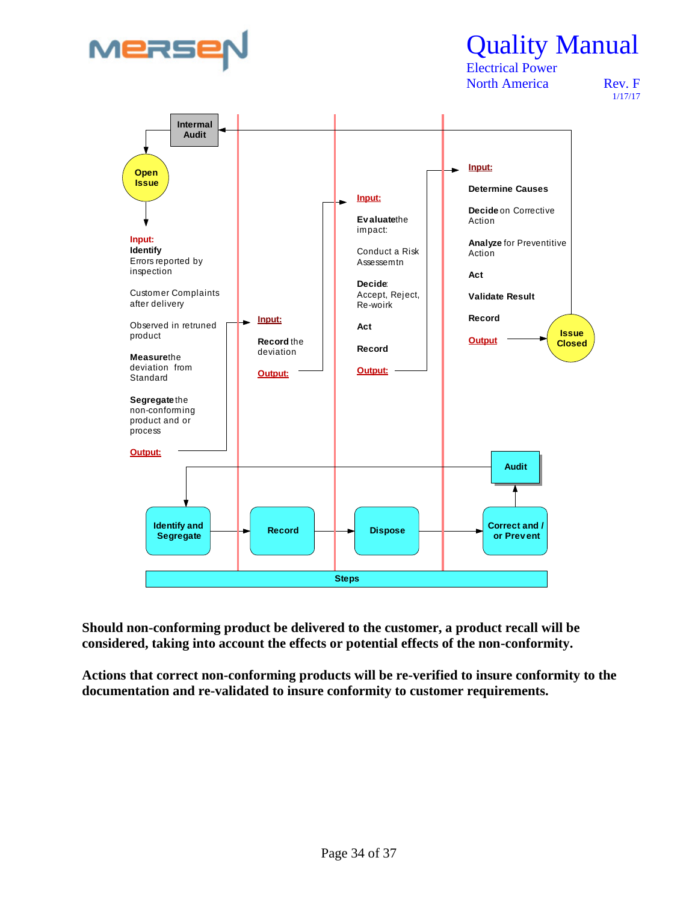Internal Audit

Open Issue

**Input:**
**Identify**
Errors reported by inspection

Customer Complaints after delivery

Observed in retruned product

**Measure** the deviation from Standard

**Segregate** the non-conforming product and or process

**Output:**

**Input:**

**Record** the deviation

**Output:**

**Input:**

**Evaluate** the impact:

Conduct a Risk Assessemtn

**Decide**: Accept, Reject, Re-woirk

**Act**

**Record**

**Output:**

**Input:**

**Determine Causes**

**Decide** on Corrective Action

**Analyze** for Preventitive Action

**Act**

**Validate Result**

**Record**

**Output**

Issue Closed

Audit

Identify and Segregate → Record → Dispose → Correct and / or Prevent

Steps

**Should non-conforming product be delivered to the customer, a product recall will be considered, taking into account the effects or potential effects of the non-conformity.**

**Actions that correct non-conforming products will be re-verified to insure conformity to the documentation and re-validated to insure conformity to customer requirements.**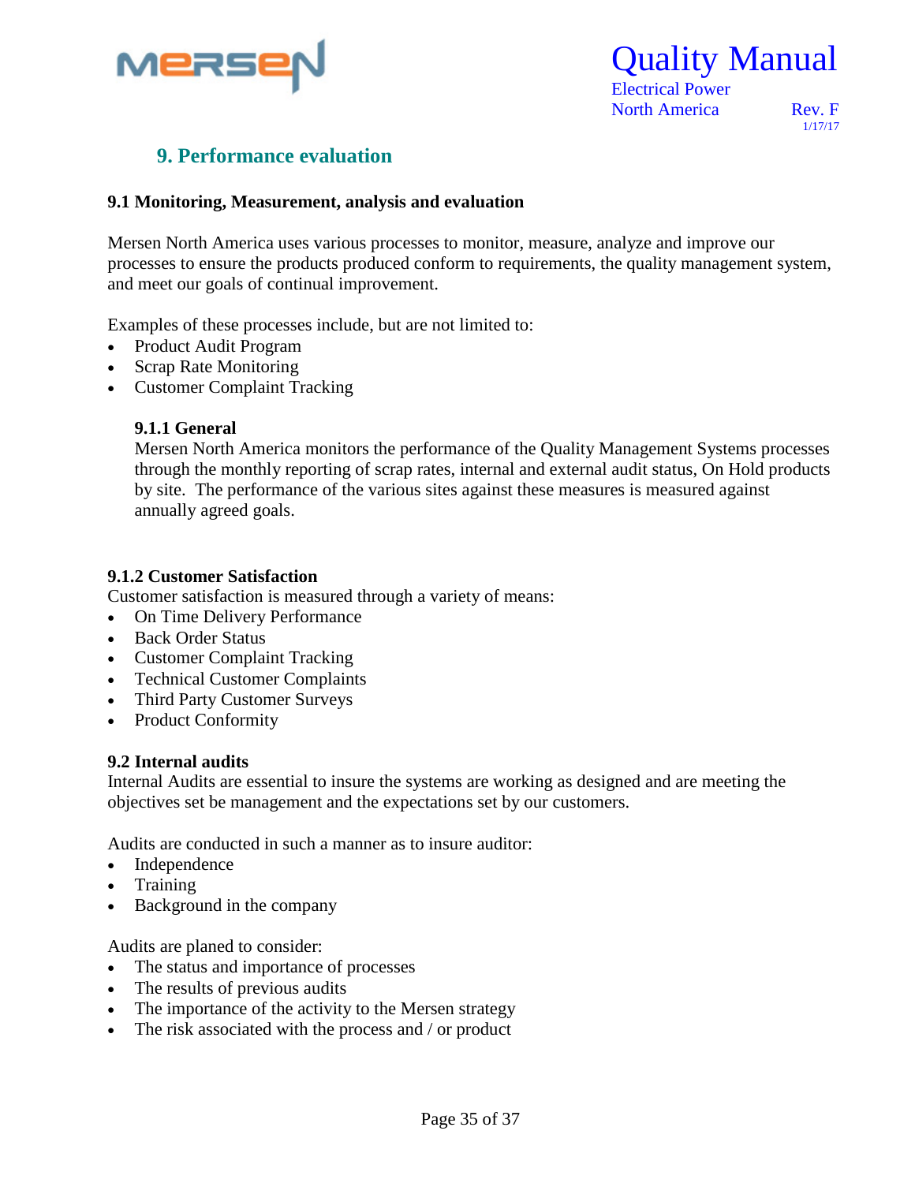## 9. Performance evaluation

### 9.1 Monitoring, Measurement, analysis and evaluation

Mersen North America uses various processes to monitor, measure, analyze and improve our processes to ensure the products produced conform to requirements, the quality management system, and meet our goals of continual improvement.

Examples of these processes include, but are not limited to:

- Product Audit Program
- Scrap Rate Monitoring
- Customer Complaint Tracking

#### 9.1.1 General

Mersen North America monitors the performance of the Quality Management Systems processes through the monthly reporting of scrap rates, internal and external audit status, On Hold products by site. The performance of the various sites against these measures is measured against annually agreed goals.

#### 9.1.2 Customer Satisfaction

Customer satisfaction is measured through a variety of means:

- On Time Delivery Performance
- Back Order Status
- Customer Complaint Tracking
- Technical Customer Complaints
- Third Party Customer Surveys
- Product Conformity

### 9.2 Internal audits

Internal Audits are essential to insure the systems are working as designed and are meeting the objectives set be management and the expectations set by our customers.

Audits are conducted in such a manner as to insure auditor:

- Independence
- Training
- Background in the company

Audits are planed to consider:

- The status and importance of processes
- The results of previous audits
- The importance of the activity to the Mersen strategy
- The risk associated with the process and / or product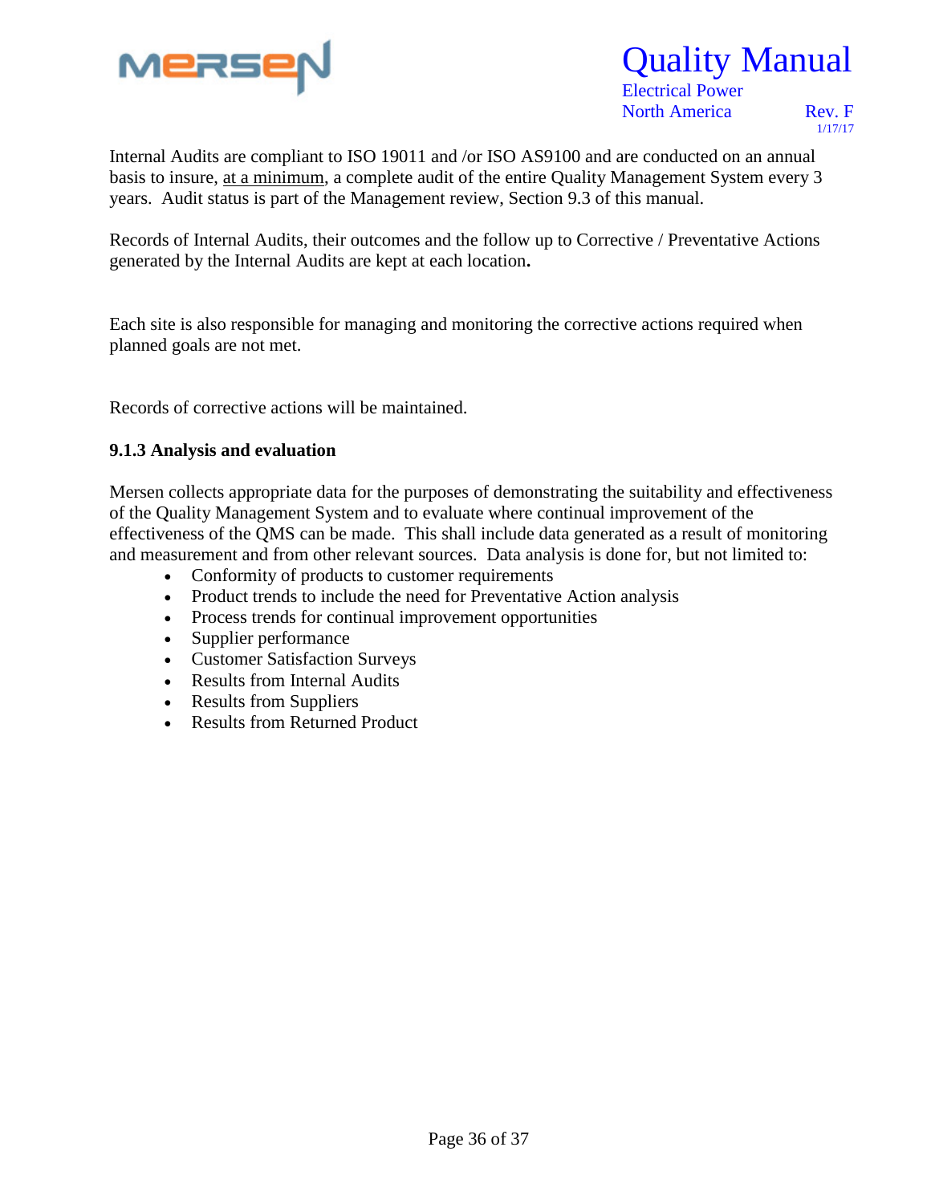Internal Audits are compliant to ISO 19011 and /or ISO AS9100 and are conducted on an annual basis to insure, <u>at a minimum</u>, a complete audit of the entire Quality Management System every 3 years. Audit status is part of the Management review, Section 9.3 of this manual.

Records of Internal Audits, their outcomes and the follow up to Corrective / Preventative Actions generated by the Internal Audits are kept at each location**.**

Each site is also responsible for managing and monitoring the corrective actions required when planned goals are not met.

Records of corrective actions will be maintained.

### 9.1.3 Analysis and evaluation

Mersen collects appropriate data for the purposes of demonstrating the suitability and effectiveness of the Quality Management System and to evaluate where continual improvement of the effectiveness of the QMS can be made. This shall include data generated as a result of monitoring and measurement and from other relevant sources. Data analysis is done for, but not limited to:

- Conformity of products to customer requirements
- Product trends to include the need for Preventative Action analysis
- Process trends for continual improvement opportunities
- Supplier performance
- Customer Satisfaction Surveys
- Results from Internal Audits
- Results from Suppliers
- Results from Returned Product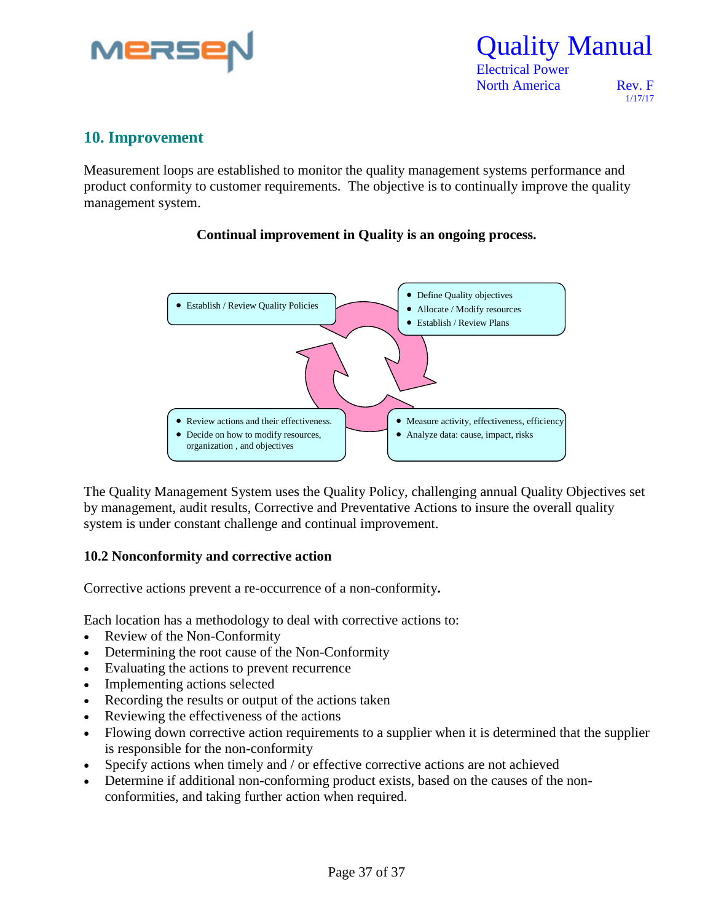## 10. Improvement

Measurement loops are established to monitor the quality management systems performance and product conformity to customer requirements. The objective is to continually improve the quality management system.

**Continual improvement in Quality is an ongoing process.**

- Establish / Review Quality Policies

- Define Quality objectives
- Allocate / Modify resources
- Establish / Review Plans

- Measure activity, effectiveness, efficiency
- Analyze data: cause, impact, risks

- Review actions and their effectiveness.
- Decide on how to modify resources, organization , and objectives

The Quality Management System uses the Quality Policy, challenging annual Quality Objectives set by management, audit results, Corrective and Preventative Actions to insure the overall quality system is under constant challenge and continual improvement.

### 10.2 Nonconformity and corrective action

Corrective actions prevent a re-occurrence of a non-conformity**.**

Each location has a methodology to deal with corrective actions to:

- Review of the Non-Conformity
- Determining the root cause of the Non-Conformity
- Evaluating the actions to prevent recurrence
- Implementing actions selected
- Recording the results or output of the actions taken
- Reviewing the effectiveness of the actions
- Flowing down corrective action requirements to a supplier when it is determined that the supplier is responsible for the non-conformity
- Specify actions when timely and / or effective corrective actions are not achieved
- Determine if additional non-conforming product exists, based on the causes of the non-conformities, and taking further action when required.